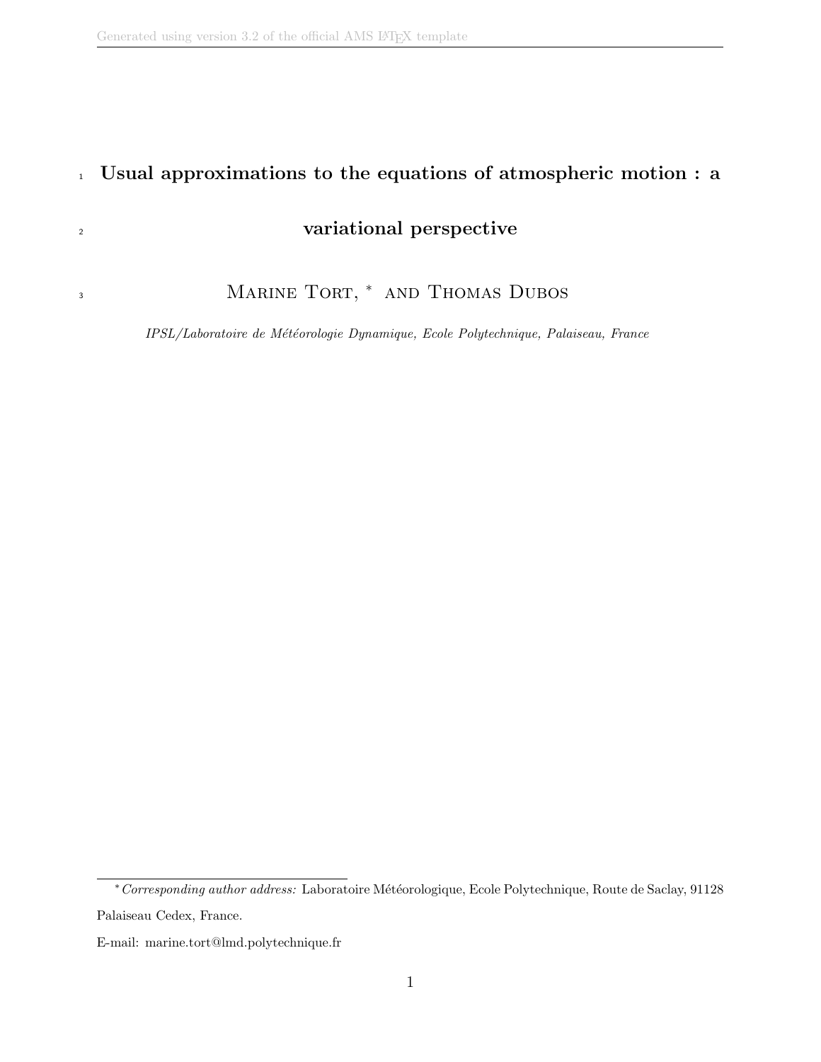# Usual approximations to the equations of atmospheric motion : a variational perspective

MARINE TORT, * AND THOMAS DUBOS

*IPSL/Laboratoire de Météorologie Dynamique, Ecole Polytechnique, Palaiseau, France*

---

\* *Corresponding author address:* Laboratoire Météorologique, Ecole Polytechnique, Route de Saclay, 91128 Palaiseau Cedex, France.

E-mail: marine.tort@lmd.polytechnique.fr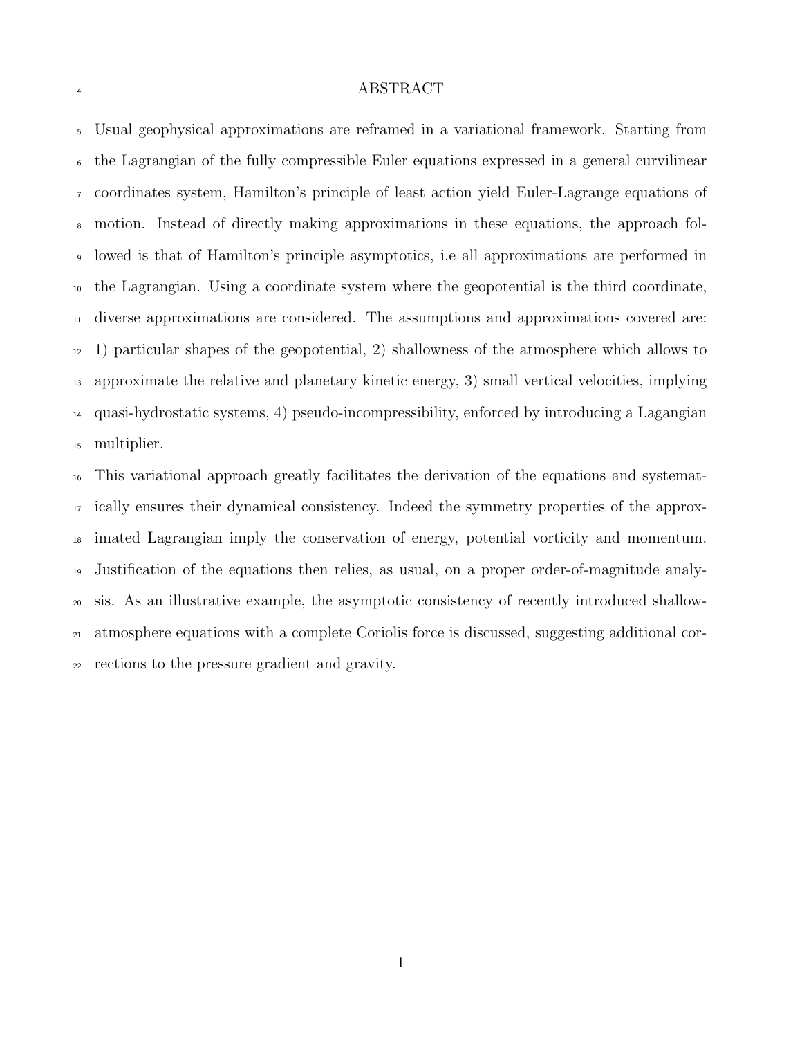## ABSTRACT

Usual geophysical approximations are reframed in a variational framework. Starting from the Lagrangian of the fully compressible Euler equations expressed in a general curvilinear coordinates system, Hamilton's principle of least action yield Euler-Lagrange equations of motion. Instead of directly making approximations in these equations, the approach followed is that of Hamilton's principle asymptotics, i.e all approximations are performed in the Lagrangian. Using a coordinate system where the geopotential is the third coordinate, diverse approximations are considered. The assumptions and approximations covered are: 1) particular shapes of the geopotential, 2) shallowness of the atmosphere which allows to approximate the relative and planetary kinetic energy, 3) small vertical velocities, implying quasi-hydrostatic systems, 4) pseudo-incompressibility, enforced by introducing a Lagangian multiplier.

This variational approach greatly facilitates the derivation of the equations and systematically ensures their dynamical consistency. Indeed the symmetry properties of the approximated Lagrangian imply the conservation of energy, potential vorticity and momentum. Justification of the equations then relies, as usual, on a proper order-of-magnitude analysis. As an illustrative example, the asymptotic consistency of recently introduced shallow-atmosphere equations with a complete Coriolis force is discussed, suggesting additional corrections to the pressure gradient and gravity.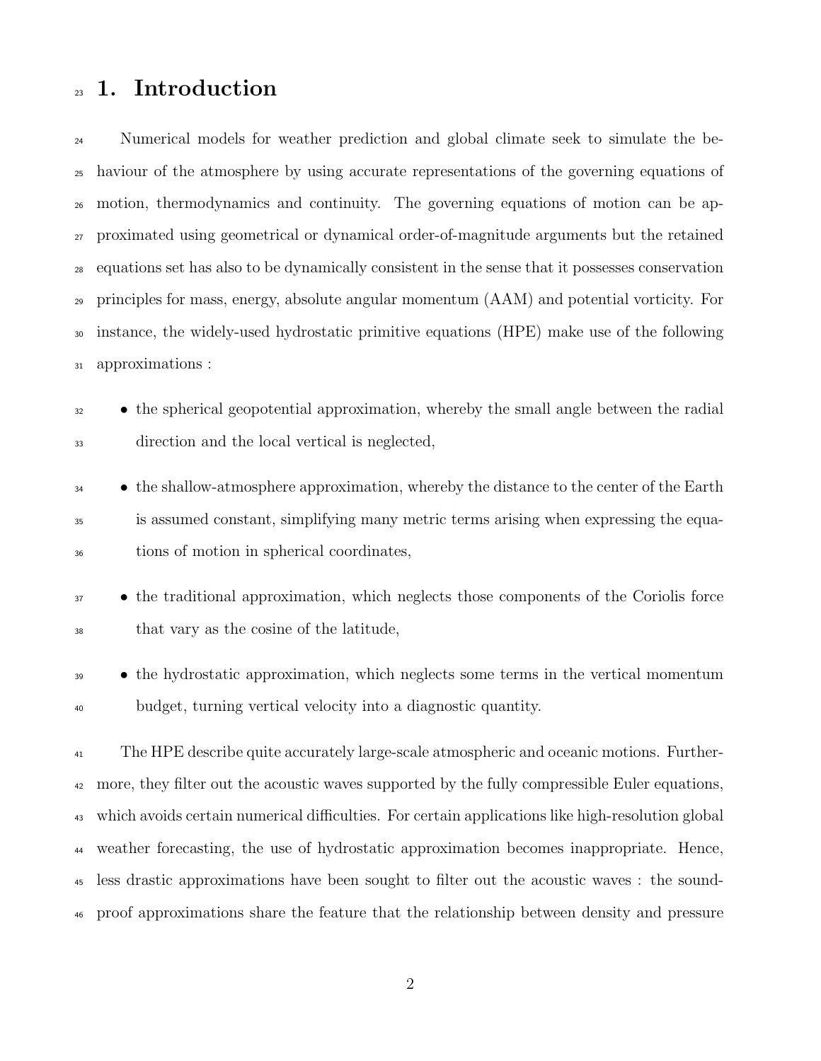# 1. Introduction

Numerical models for weather prediction and global climate seek to simulate the behaviour of the atmosphere by using accurate representations of the governing equations of motion, thermodynamics and continuity. The governing equations of motion can be approximated using geometrical or dynamical order-of-magnitude arguments but the retained equations set has also to be dynamically consistent in the sense that it possesses conservation principles for mass, energy, absolute angular momentum (AAM) and potential vorticity. For instance, the widely-used hydrostatic primitive equations (HPE) make use of the following approximations :

- the spherical geopotential approximation, whereby the small angle between the radial direction and the local vertical is neglected,
- the shallow-atmosphere approximation, whereby the distance to the center of the Earth is assumed constant, simplifying many metric terms arising when expressing the equations of motion in spherical coordinates,
- the traditional approximation, which neglects those components of the Coriolis force that vary as the cosine of the latitude,
- the hydrostatic approximation, which neglects some terms in the vertical momentum budget, turning vertical velocity into a diagnostic quantity.

The HPE describe quite accurately large-scale atmospheric and oceanic motions. Furthermore, they filter out the acoustic waves supported by the fully compressible Euler equations, which avoids certain numerical difficulties. For certain applications like high-resolution global weather forecasting, the use of hydrostatic approximation becomes inappropriate. Hence, less drastic approximations have been sought to filter out the acoustic waves : the sound-proof approximations share the feature that the relationship between density and pressure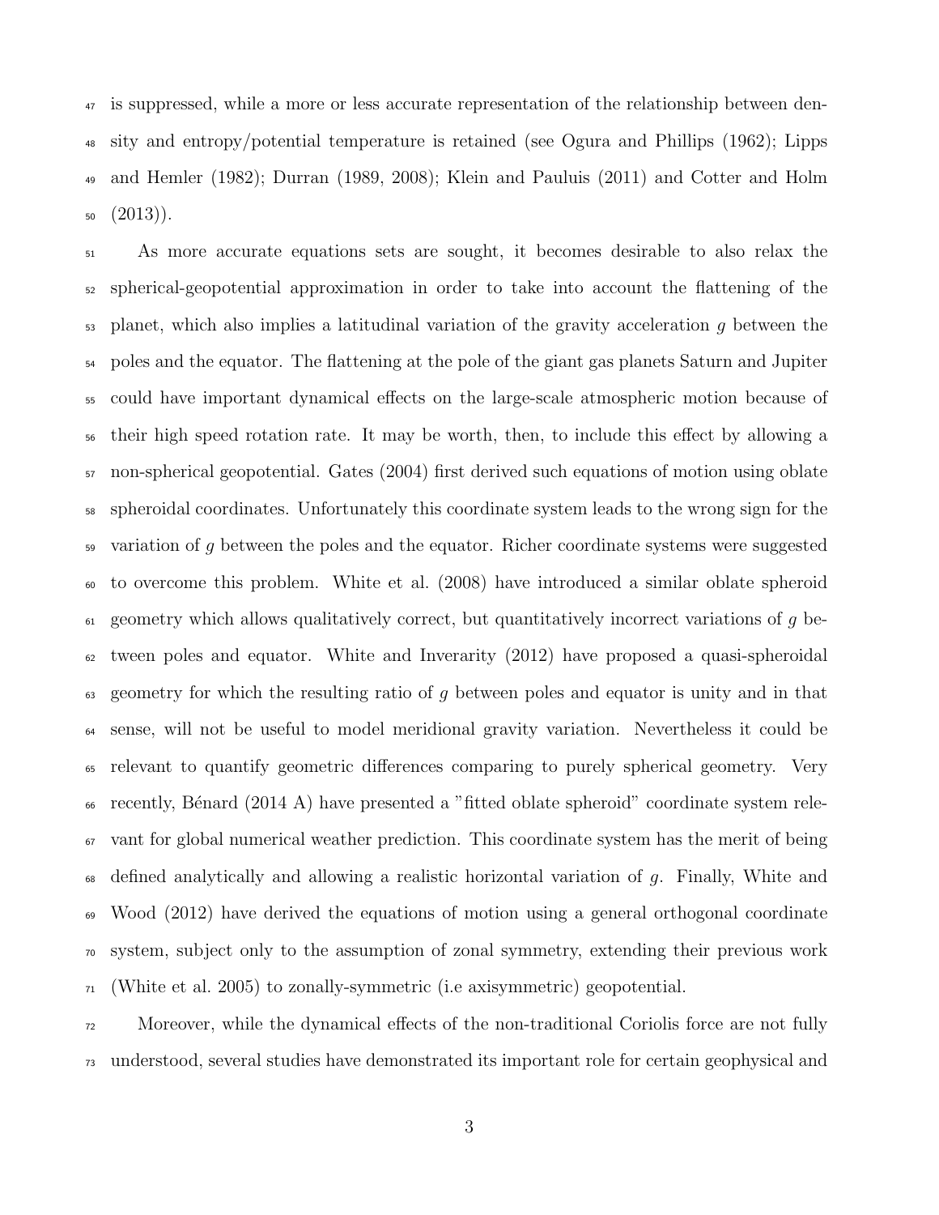is suppressed, while a more or less accurate representation of the relationship between density and entropy/potential temperature is retained (see Ogura and Phillips (1962); Lipps and Hemler (1982); Durran (1989, 2008); Klein and Pauluis (2011) and Cotter and Holm (2013)).

As more accurate equations sets are sought, it becomes desirable to also relax the spherical-geopotential approximation in order to take into account the flattening of the planet, which also implies a latitudinal variation of the gravity acceleration $g$ between the poles and the equator. The flattening at the pole of the giant gas planets Saturn and Jupiter could have important dynamical effects on the large-scale atmospheric motion because of their high speed rotation rate. It may be worth, then, to include this effect by allowing a non-spherical geopotential. Gates (2004) first derived such equations of motion using oblate spheroidal coordinates. Unfortunately this coordinate system leads to the wrong sign for the variation of $g$ between the poles and the equator. Richer coordinate systems were suggested to overcome this problem. White et al. (2008) have introduced a similar oblate spheroid geometry which allows qualitatively correct, but quantitatively incorrect variations of $g$ between poles and equator. White and Inverarity (2012) have proposed a quasi-spheroidal geometry for which the resulting ratio of $g$ between poles and equator is unity and in that sense, will not be useful to model meridional gravity variation. Nevertheless it could be relevant to quantify geometric differences comparing to purely spherical geometry. Very recently, Bénard (2014 A) have presented a "fitted oblate spheroid" coordinate system relevant for global numerical weather prediction. This coordinate system has the merit of being defined analytically and allowing a realistic horizontal variation of $g$. Finally, White and Wood (2012) have derived the equations of motion using a general orthogonal coordinate system, subject only to the assumption of zonal symmetry, extending their previous work (White et al. 2005) to zonally-symmetric (i.e axisymmetric) geopotential.

Moreover, while the dynamical effects of the non-traditional Coriolis force are not fully understood, several studies have demonstrated its important role for certain geophysical and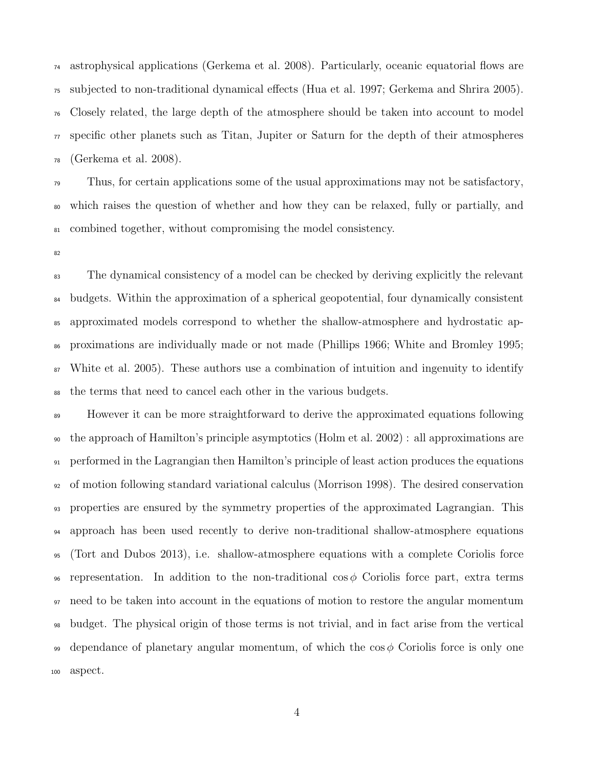astrophysical applications (Gerkema et al. 2008). Particularly, oceanic equatorial flows are subjected to non-traditional dynamical effects (Hua et al. 1997; Gerkema and Shrira 2005). Closely related, the large depth of the atmosphere should be taken into account to model specific other planets such as Titan, Jupiter or Saturn for the depth of their atmospheres (Gerkema et al. 2008).

Thus, for certain applications some of the usual approximations may not be satisfactory, which raises the question of whether and how they can be relaxed, fully or partially, and combined together, without compromising the model consistency.

The dynamical consistency of a model can be checked by deriving explicitly the relevant budgets. Within the approximation of a spherical geopotential, four dynamically consistent approximated models correspond to whether the shallow-atmosphere and hydrostatic approximations are individually made or not made (Phillips 1966; White and Bromley 1995; White et al. 2005). These authors use a combination of intuition and ingenuity to identify the terms that need to cancel each other in the various budgets.

However it can be more straightforward to derive the approximated equations following the approach of Hamilton's principle asymptotics (Holm et al. 2002) : all approximations are performed in the Lagrangian then Hamilton's principle of least action produces the equations of motion following standard variational calculus (Morrison 1998). The desired conservation properties are ensured by the symmetry properties of the approximated Lagrangian. This approach has been used recently to derive non-traditional shallow-atmosphere equations (Tort and Dubos 2013), i.e. shallow-atmosphere equations with a complete Coriolis force representation. In addition to the non-traditional $\cos\phi$ Coriolis force part, extra terms need to be taken into account in the equations of motion to restore the angular momentum budget. The physical origin of those terms is not trivial, and in fact arise from the vertical dependance of planetary angular momentum, of which the $\cos\phi$ Coriolis force is only one aspect.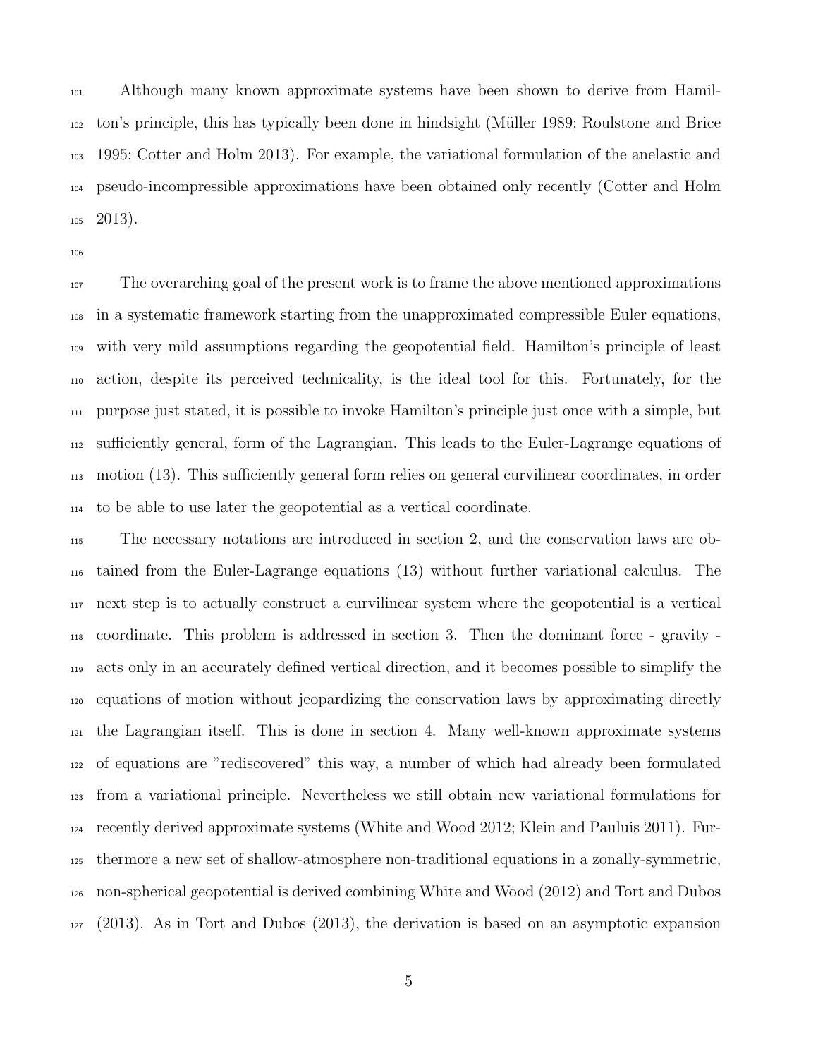Although many known approximate systems have been shown to derive from Hamilton's principle, this has typically been done in hindsight (Müller 1989; Roulstone and Brice 1995; Cotter and Holm 2013). For example, the variational formulation of the anelastic and pseudo-incompressible approximations have been obtained only recently (Cotter and Holm 2013).

The overarching goal of the present work is to frame the above mentioned approximations in a systematic framework starting from the unapproximated compressible Euler equations, with very mild assumptions regarding the geopotential field. Hamilton's principle of least action, despite its perceived technicality, is the ideal tool for this. Fortunately, for the purpose just stated, it is possible to invoke Hamilton's principle just once with a simple, but sufficiently general, form of the Lagrangian. This leads to the Euler-Lagrange equations of motion (13). This sufficiently general form relies on general curvilinear coordinates, in order to be able to use later the geopotential as a vertical coordinate.

The necessary notations are introduced in section 2, and the conservation laws are obtained from the Euler-Lagrange equations (13) without further variational calculus. The next step is to actually construct a curvilinear system where the geopotential is a vertical coordinate. This problem is addressed in section 3. Then the dominant force - gravity - acts only in an accurately defined vertical direction, and it becomes possible to simplify the equations of motion without jeopardizing the conservation laws by approximating directly the Lagrangian itself. This is done in section 4. Many well-known approximate systems of equations are "rediscovered" this way, a number of which had already been formulated from a variational principle. Nevertheless we still obtain new variational formulations for recently derived approximate systems (White and Wood 2012; Klein and Pauluis 2011). Furthermore a new set of shallow-atmosphere non-traditional equations in a zonally-symmetric, non-spherical geopotential is derived combining White and Wood (2012) and Tort and Dubos (2013). As in Tort and Dubos (2013), the derivation is based on an asymptotic expansion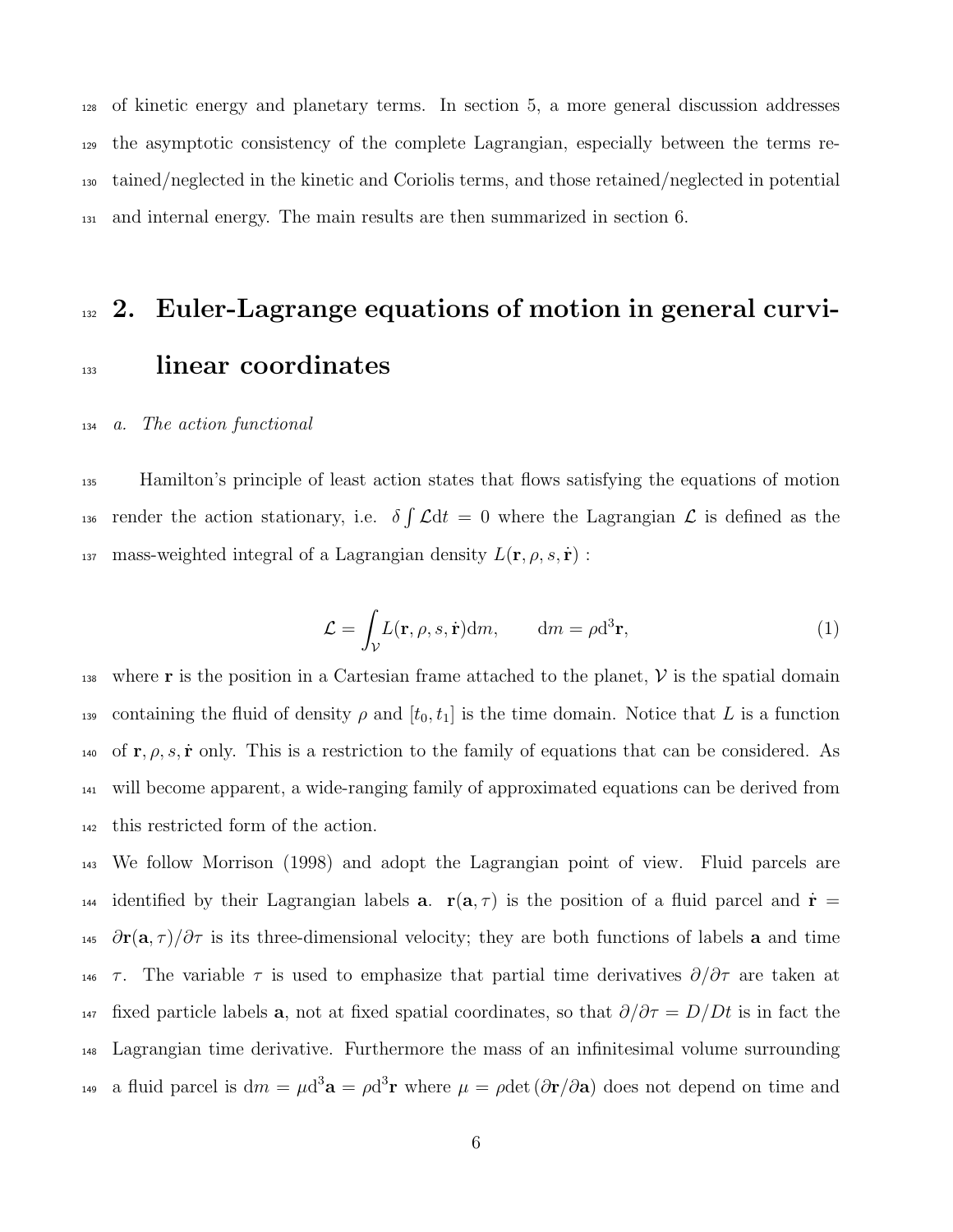of kinetic energy and planetary terms. In section 5, a more general discussion addresses the asymptotic consistency of the complete Lagrangian, especially between the terms retained/neglected in the kinetic and Coriolis terms, and those retained/neglected in potential and internal energy. The main results are then summarized in section 6.

# 2. Euler-Lagrange equations of motion in general curvilinear coordinates

### *a. The action functional*

Hamilton's principle of least action states that flows satisfying the equations of motion render the action stationary, i.e. $\delta \int \mathcal{L} \mathrm{d}t = 0$ where the Lagrangian $\mathcal{L}$ is defined as the mass-weighted integral of a Lagrangian density $L(\mathbf{r}, \rho, s, \dot{\mathbf{r}})$ :

$$
\mathcal{L} = \int_{\mathcal{V}} L(\mathbf{r}, \rho, s, \dot{\mathbf{r}}) \mathrm{d}m, \qquad \mathrm{d}m = \rho \mathrm{d}^3\mathbf{r}, \tag{1}
$$

where $\mathbf{r}$ is the position in a Cartesian frame attached to the planet, $\mathcal{V}$ is the spatial domain containing the fluid of density $\rho$ and $[t_0, t_1]$ is the time domain. Notice that $L$ is a function of $\mathbf{r}, \rho, s, \dot{\mathbf{r}}$ only. This is a restriction to the family of equations that can be considered. As will become apparent, a wide-ranging family of approximated equations can be derived from this restricted form of the action.

We follow Morrison (1998) and adopt the Lagrangian point of view. Fluid parcels are identified by their Lagrangian labels $\mathbf{a}$. $\mathbf{r}(\mathbf{a}, \tau)$ is the position of a fluid parcel and $\dot{\mathbf{r}} = \partial \mathbf{r}(\mathbf{a}, \tau)/\partial \tau$ is its three-dimensional velocity; they are both functions of labels $\mathbf{a}$ and time $\tau$. The variable $\tau$ is used to emphasize that partial time derivatives $\partial/\partial \tau$ are taken at fixed particle labels $\mathbf{a}$, not at fixed spatial coordinates, so that $\partial/\partial \tau = D/Dt$ is in fact the Lagrangian time derivative. Furthermore the mass of an infinitesimal volume surrounding a fluid parcel is $\mathrm{d}m = \mu \mathrm{d}^3\mathbf{a} = \rho \mathrm{d}^3\mathbf{r}$ where $\mu = \rho \det(\partial \mathbf{r}/\partial \mathbf{a})$ does not depend on time and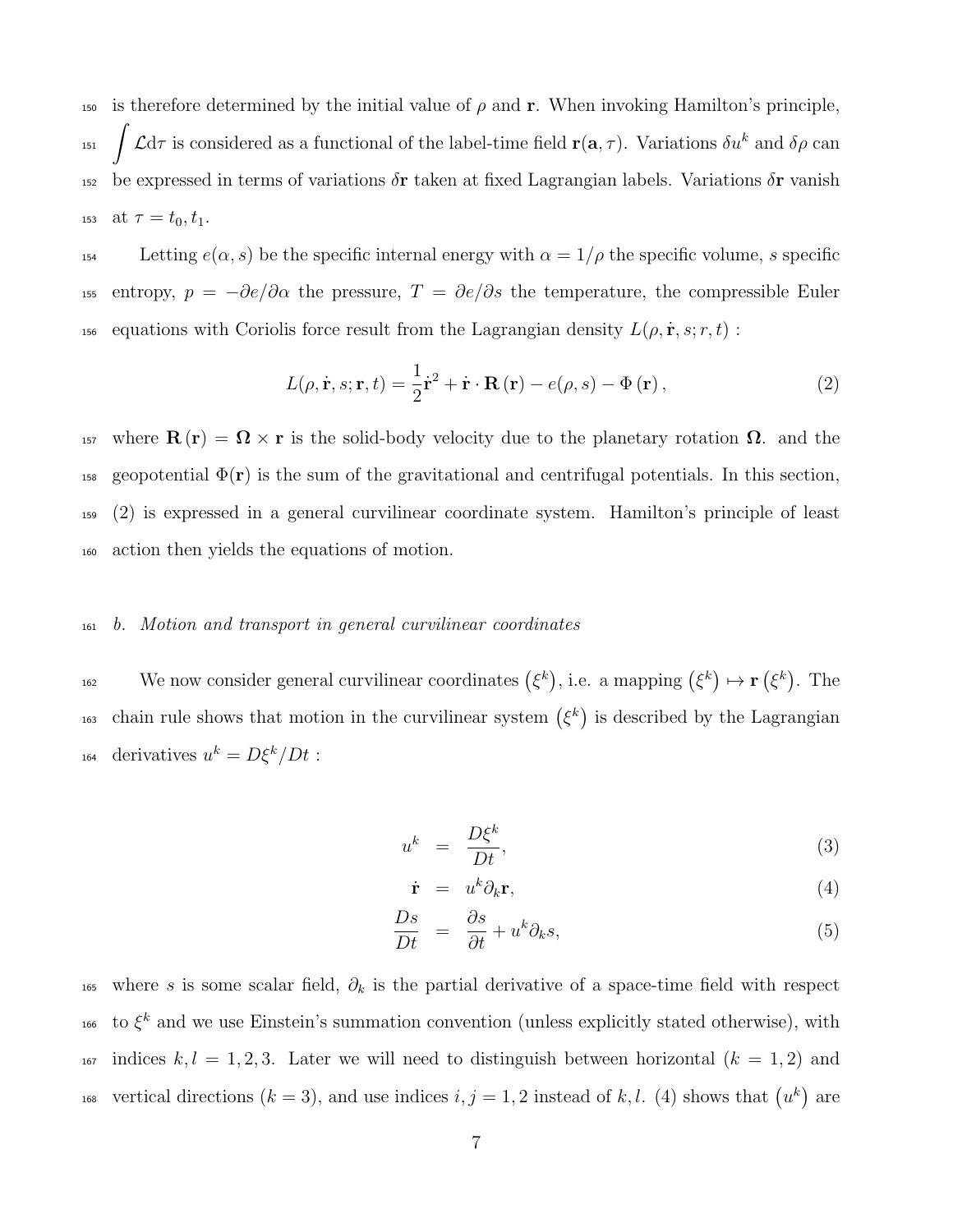is therefore determined by the initial value of $\rho$ and $\mathbf{r}$. When invoking Hamilton's principle, $\int \mathcal{L} \mathrm{d}\tau$ is considered as a functional of the label-time field $\mathbf{r}(\mathbf{a}, \tau)$. Variations $\delta u^k$ and $\delta \rho$ can be expressed in terms of variations $\delta \mathbf{r}$ taken at fixed Lagrangian labels. Variations $\delta \mathbf{r}$ vanish at $\tau = t_0, t_1$.

Letting $e(\alpha, s)$ be the specific internal energy with $\alpha = 1/\rho$ the specific volume, $s$ specific entropy, $p = -\partial e/\partial \alpha$ the pressure, $T = \partial e/\partial s$ the temperature, the compressible Euler equations with Coriolis force result from the Lagrangian density $L(\rho, \dot{\mathbf{r}}, s; r, t)$ :

$$L(\rho, \dot{\mathbf{r}}, s; \mathbf{r}, t) = \frac{1}{2}\dot{\mathbf{r}}^2 + \dot{\mathbf{r}} \cdot \mathbf{R}(\mathbf{r}) - e(\rho, s) - \Phi(\mathbf{r}), \tag{2}$$

where $\mathbf{R}(\mathbf{r}) = \boldsymbol{\Omega} \times \mathbf{r}$ is the solid-body velocity due to the planetary rotation $\boldsymbol{\Omega}$. and the geopotential $\Phi(\mathbf{r})$ is the sum of the gravitational and centrifugal potentials. In this section, (2) is expressed in a general curvilinear coordinate system. Hamilton's principle of least action then yields the equations of motion.

### *b. Motion and transport in general curvilinear coordinates*

We now consider general curvilinear coordinates $\left(\xi^k\right)$, i.e. a mapping $\left(\xi^k\right) \mapsto \mathbf{r}\left(\xi^k\right)$. The chain rule shows that motion in the curvilinear system $\left(\xi^k\right)$ is described by the Lagrangian derivatives $u^k = D\xi^k/Dt$ :

$$u^k = \frac{D\xi^k}{Dt}, \tag{3}$$

$$\dot{\mathbf{r}} = u^k \partial_k \mathbf{r}, \tag{4}$$

$$\frac{Ds}{Dt} = \frac{\partial s}{\partial t} + u^k \partial_k s, \tag{5}$$

where $s$ is some scalar field, $\partial_k$ is the partial derivative of a space-time field with respect to $\xi^k$ and we use Einstein's summation convention (unless explicitly stated otherwise), with indices $k, l = 1, 2, 3$. Later we will need to distinguish between horizontal ($k = 1, 2$) and vertical directions ($k = 3$), and use indices $i, j = 1, 2$ instead of $k, l$. (4) shows that $\left(u^k\right)$ are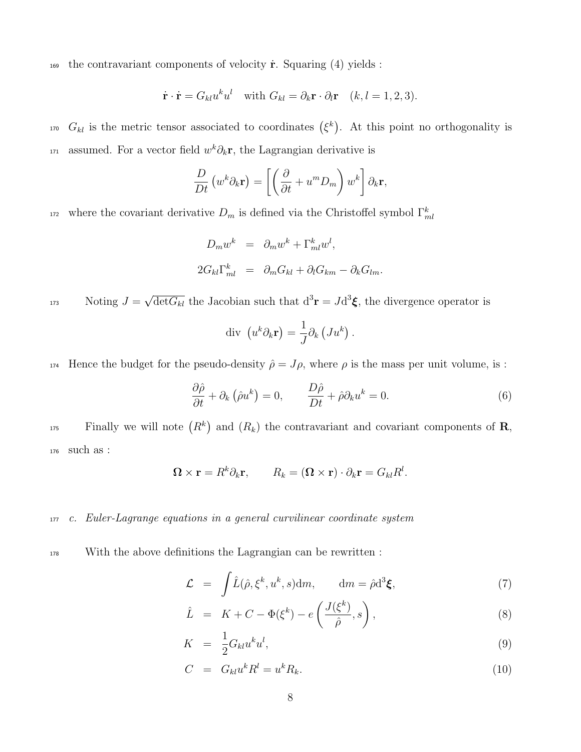the contravariant components of velocity $\dot{\mathbf{r}}$. Squaring (4) yields :

$$\dot{\mathbf{r}} \cdot \dot{\mathbf{r}} = G_{kl} u^k u^l \quad \text{with } G_{kl} = \partial_k \mathbf{r} \cdot \partial_l \mathbf{r} \quad (k, l = 1, 2, 3).$$

$G_{kl}$ is the metric tensor associated to coordinates $\left(\xi^k\right)$. At this point no orthogonality is assumed. For a vector field $w^k \partial_k \mathbf{r}$, the Lagrangian derivative is

$$\frac{D}{Dt}\left(w^k \partial_k \mathbf{r}\right) = \left[\left(\frac{\partial}{\partial t} + u^m D_m\right) w^k\right] \partial_k \mathbf{r},$$

where the covariant derivative $D_m$ is defined via the Christoffel symbol $\Gamma^k_{ml}$

$$\begin{aligned} D_m w^k &= \partial_m w^k + \Gamma^k_{ml} w^l, \\ 2 G_{kl} \Gamma^k_{ml} &= \partial_m G_{kl} + \partial_l G_{km} - \partial_k G_{lm}. \end{aligned}$$

Noting $J = \sqrt{\det G_{kl}}$ the Jacobian such that $\mathrm{d}^3\mathbf{r} = J \mathrm{d}^3\boldsymbol{\xi}$, the divergence operator is

$$\text{div } \left(u^k \partial_k \mathbf{r}\right) = \frac{1}{J} \partial_k \left(J u^k\right).$$

Hence the budget for the pseudo-density $\hat{\rho} = J\rho$, where $\rho$ is the mass per unit volume, is :

$$\frac{\partial \hat{\rho}}{\partial t} + \partial_k \left(\hat{\rho} u^k\right) = 0, \qquad \frac{D\hat{\rho}}{Dt} + \hat{\rho} \partial_k u^k = 0. \tag{6}$$

Finally we will note $\left(R^k\right)$ and $\left(R_k\right)$ the contravariant and covariant components of $\mathbf{R}$, such as :

$$\boldsymbol{\Omega} \times \mathbf{r} = R^k \partial_k \mathbf{r}, \qquad R_k = \left(\boldsymbol{\Omega} \times \mathbf{r}\right) \cdot \partial_k \mathbf{r} = G_{kl} R^l.$$

*c. Euler-Lagrange equations in a general curvilinear coordinate system*

With the above definitions the Lagrangian can be rewritten :

$$\mathcal{L} = \int \hat{L}(\hat{\rho}, \xi^k, u^k, s) \mathrm{d}m, \qquad \mathrm{d}m = \hat{\rho} \mathrm{d}^3\boldsymbol{\xi}, \tag{7}$$

$$\hat{L} = K + C - \Phi(\xi^k) - e\left(\frac{J(\xi^k)}{\hat{\rho}}, s\right), \tag{8}$$

$$K = \frac{1}{2} G_{kl} u^k u^l, \tag{9}$$

$$C = G_{kl} u^k R^l = u^k R_k. \tag{10}$$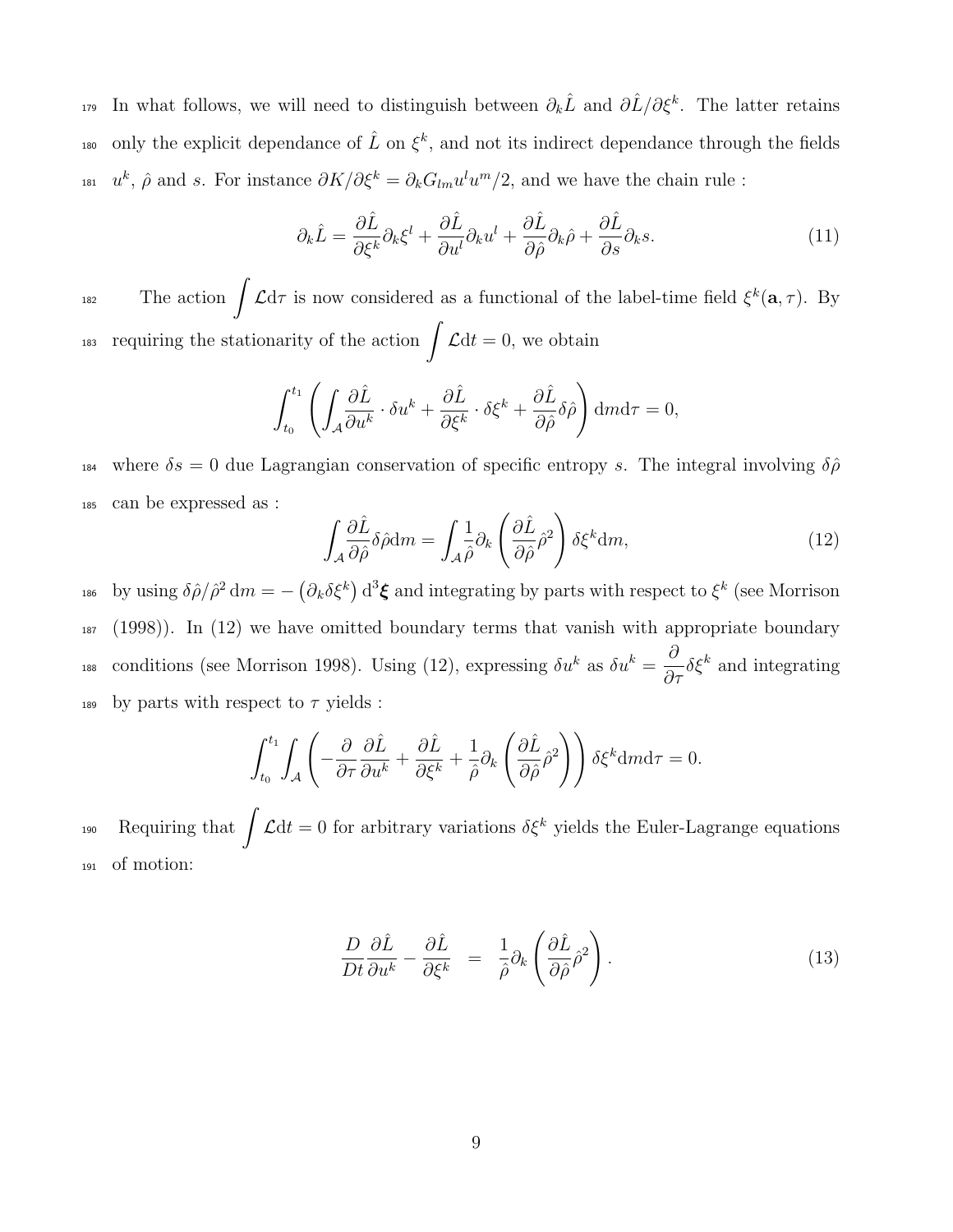In what follows, we will need to distinguish between $\partial_k \hat{L}$ and $\partial \hat{L}/\partial \xi^k$. The latter retains only the explicit dependance of $\hat{L}$ on $\xi^k$, and not its indirect dependance through the fields $u^k$, $\hat{\rho}$ and $s$. For instance $\partial K/\partial \xi^k = \partial_k G_{lm} u^l u^m/2$, and we have the chain rule :

$$\partial_k \hat{L} = \frac{\partial \hat{L}}{\partial \xi^k} \partial_k \xi^l + \frac{\partial \hat{L}}{\partial u^l} \partial_k u^l + \frac{\partial \hat{L}}{\partial \hat{\rho}} \partial_k \hat{\rho} + \frac{\partial \hat{L}}{\partial s} \partial_k s. \tag{11}$$

The action $\displaystyle\int \mathcal{L} \mathrm{d}\tau$ is now considered as a functional of the label-time field $\xi^k(\mathbf{a}, \tau)$. By requiring the stationarity of the action $\displaystyle\int \mathcal{L} \mathrm{d}t = 0$, we obtain

$$\int_{t_0}^{t_1} \left( \int_{\mathcal{A}} \frac{\partial \hat{L}}{\partial u^k} \cdot \delta u^k + \frac{\partial \hat{L}}{\partial \xi^k} \cdot \delta \xi^k + \frac{\partial \hat{L}}{\partial \hat{\rho}} \delta \hat{\rho} \right) \mathrm{d}m \mathrm{d}\tau = 0,$$

where $\delta s = 0$ due Lagrangian conservation of specific entropy $s$. The integral involving $\delta \hat{\rho}$ can be expressed as :

$$\int_{\mathcal{A}} \frac{\partial \hat{L}}{\partial \hat{\rho}} \delta \hat{\rho} \mathrm{d}m = \int_{\mathcal{A}} \frac{1}{\hat{\rho}} \partial_k \left( \frac{\partial \hat{L}}{\partial \hat{\rho}} \hat{\rho}^2 \right) \delta \xi^k \mathrm{d}m, \tag{12}$$

by using $\delta \hat{\rho}/\hat{\rho}^2 \, \mathrm{d}m = -\left(\partial_k \delta \xi^k\right) \mathrm{d}^3 \boldsymbol{\xi}$ and integrating by parts with respect to $\xi^k$ (see Morrison (1998)). In (12) we have omitted boundary terms that vanish with appropriate boundary conditions (see Morrison 1998). Using (12), expressing $\delta u^k$ as $\delta u^k = \dfrac{\partial}{\partial \tau} \delta \xi^k$ and integrating by parts with respect to $\tau$ yields :

$$\int_{t_0}^{t_1} \int_{\mathcal{A}} \left( -\frac{\partial}{\partial \tau} \frac{\partial \hat{L}}{\partial u^k} + \frac{\partial \hat{L}}{\partial \xi^k} + \frac{1}{\hat{\rho}} \partial_k \left( \frac{\partial \hat{L}}{\partial \hat{\rho}} \hat{\rho}^2 \right) \right) \delta \xi^k \mathrm{d}m \mathrm{d}\tau = 0.$$

Requiring that $\displaystyle\int \mathcal{L} \mathrm{d}t = 0$ for arbitrary variations $\delta \xi^k$ yields the Euler-Lagrange equations of motion:

$$\frac{D}{Dt} \frac{\partial \hat{L}}{\partial u^k} - \frac{\partial \hat{L}}{\partial \xi^k} \;\; = \;\; \frac{1}{\hat{\rho}} \partial_k \left( \frac{\partial \hat{L}}{\partial \hat{\rho}} \hat{\rho}^2 \right). \tag{13}$$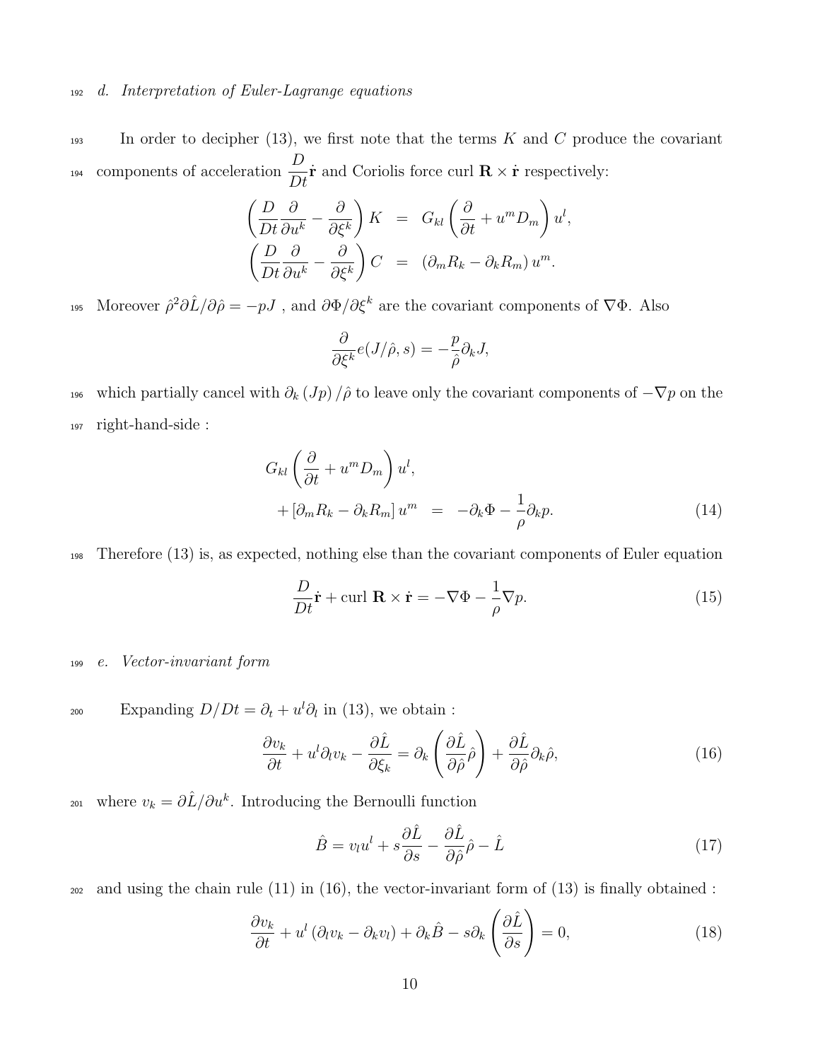### d. Interpretation of Euler-Lagrange equations

In order to decipher (13), we first note that the terms $K$ and $C$ produce the covariant components of acceleration $\dfrac{D}{Dt}\dot{\mathbf{r}}$ and Coriolis force curl $\mathbf{R} \times \dot{\mathbf{r}}$ respectively:

$$
\begin{aligned}
\left( \frac{D}{Dt} \frac{\partial}{\partial u^k} - \frac{\partial}{\partial \xi^k} \right) K &= G_{kl} \left( \frac{\partial}{\partial t} + u^m D_m \right) u^l, \\
\left( \frac{D}{Dt} \frac{\partial}{\partial u^k} - \frac{\partial}{\partial \xi^k} \right) C &= \left( \partial_m R_k - \partial_k R_m \right) u^m.
\end{aligned}
$$

Moreover $\hat{\rho}^2 \partial \hat{L} / \partial \hat{\rho} = -pJ$ , and $\partial \Phi / \partial \xi^k$ are the covariant components of $\nabla \Phi$. Also

$$
\frac{\partial}{\partial \xi^k} e(J/\hat{\rho}, s) = -\frac{p}{\hat{\rho}} \partial_k J,
$$

which partially cancel with $\partial_k (Jp) / \hat{\rho}$ to leave only the covariant components of $-\nabla p$ on the right-hand-side :

$$
\begin{aligned}
& G_{kl} \left( \frac{\partial}{\partial t} + u^m D_m \right) u^l, \\
& + \left[ \partial_m R_k - \partial_k R_m \right] u^m = -\partial_k \Phi - \frac{1}{\rho} \partial_k p. 
\end{aligned} \tag{14}
$$

Therefore (13) is, as expected, nothing else than the covariant components of Euler equation

$$
\frac{D}{Dt} \dot{\mathbf{r}} + \text{curl } \mathbf{R} \times \dot{\mathbf{r}} = -\nabla \Phi - \frac{1}{\rho} \nabla p. \tag{15}
$$

### e. Vector-invariant form

Expanding $D/Dt = \partial_t + u^l \partial_l$ in (13), we obtain :

$$
\frac{\partial v_k}{\partial t} + u^l \partial_l v_k - \frac{\partial \hat{L}}{\partial \xi_k} = \partial_k \left( \frac{\partial \hat{L}}{\partial \hat{\rho}} \hat{\rho} \right) + \frac{\partial \hat{L}}{\partial \hat{\rho}} \partial_k \hat{\rho}, \tag{16}
$$

where $v_k = \partial \hat{L} / \partial u^k$. Introducing the Bernoulli function

$$
\hat{B} = v_l u^l + s \frac{\partial \hat{L}}{\partial s} - \frac{\partial \hat{L}}{\partial \hat{\rho}} \hat{\rho} - \hat{L} \tag{17}
$$

and using the chain rule (11) in (16), the vector-invariant form of (13) is finally obtained :

$$
\frac{\partial v_k}{\partial t} + u^l \left( \partial_l v_k - \partial_k v_l \right) + \partial_k \hat{B} - s \partial_k \left( \frac{\partial \hat{L}}{\partial s} \right) = 0, \tag{18}
$$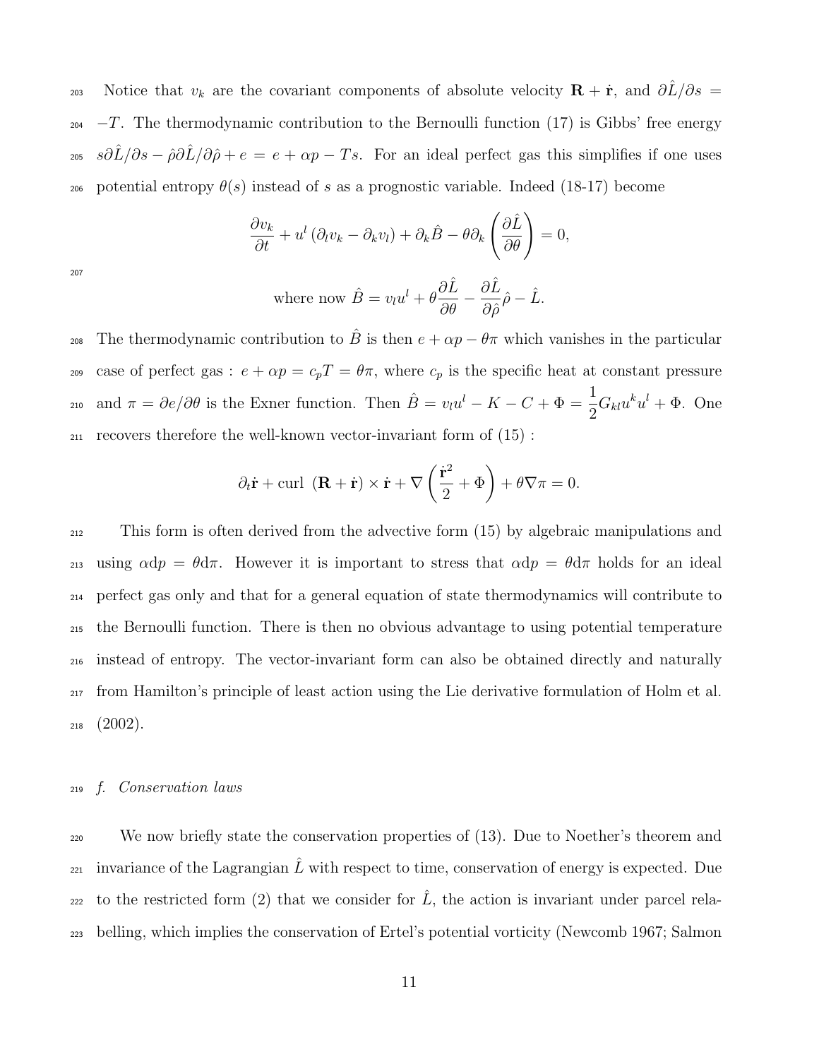Notice that $v_k$ are the covariant components of absolute velocity $\mathbf{R} + \dot{\mathbf{r}}$, and $\partial \hat{L}/\partial s = -T$. The thermodynamic contribution to the Bernoulli function (17) is Gibbs' free energy $s\partial \hat{L}/\partial s - \hat{\rho}\partial \hat{L}/\partial \hat{\rho} + e = e + \alpha p - Ts$. For an ideal perfect gas this simplifies if one uses potential entropy $\theta(s)$ instead of $s$ as a prognostic variable. Indeed (18-17) become

$$\frac{\partial v_k}{\partial t} + u^l \left( \partial_l v_k - \partial_k v_l \right) + \partial_k \hat{B} - \theta \partial_k \left( \frac{\partial \hat{L}}{\partial \theta} \right) = 0,$$

$$\text{where now } \hat{B} = v_l u^l + \theta \frac{\partial \hat{L}}{\partial \theta} - \frac{\partial \hat{L}}{\partial \hat{\rho}} \hat{\rho} - \hat{L}.$$

The thermodynamic contribution to $\hat{B}$ is then $e + \alpha p - \theta \pi$ which vanishes in the particular case of perfect gas : $e + \alpha p = c_p T = \theta \pi$, where $c_p$ is the specific heat at constant pressure and $\pi = \partial e/\partial \theta$ is the Exner function. Then $\hat{B} = v_l u^l - K - C + \Phi = \dfrac{1}{2} G_{kl} u^k u^l + \Phi$. One recovers therefore the well-known vector-invariant form of (15) :

$$\partial_t \dot{\mathbf{r}} + \text{curl } (\mathbf{R} + \dot{\mathbf{r}}) \times \dot{\mathbf{r}} + \nabla \left( \frac{\dot{\mathbf{r}}^2}{2} + \Phi \right) + \theta \nabla \pi = 0.$$

This form is often derived from the advective form (15) by algebraic manipulations and using $\alpha \mathrm{d}p = \theta \mathrm{d}\pi$. However it is important to stress that $\alpha \mathrm{d}p = \theta \mathrm{d}\pi$ holds for an ideal perfect gas only and that for a general equation of state thermodynamics will contribute to the Bernoulli function. There is then no obvious advantage to using potential temperature instead of entropy. The vector-invariant form can also be obtained directly and naturally from Hamilton's principle of least action using the Lie derivative formulation of Holm et al. (2002).

### *f. Conservation laws*

We now briefly state the conservation properties of (13). Due to Noether's theorem and invariance of the Lagrangian $\hat{L}$ with respect to time, conservation of energy is expected. Due to the restricted form (2) that we consider for $\hat{L}$, the action is invariant under parcel relabelling, which implies the conservation of Ertel's potential vorticity (Newcomb 1967; Salmon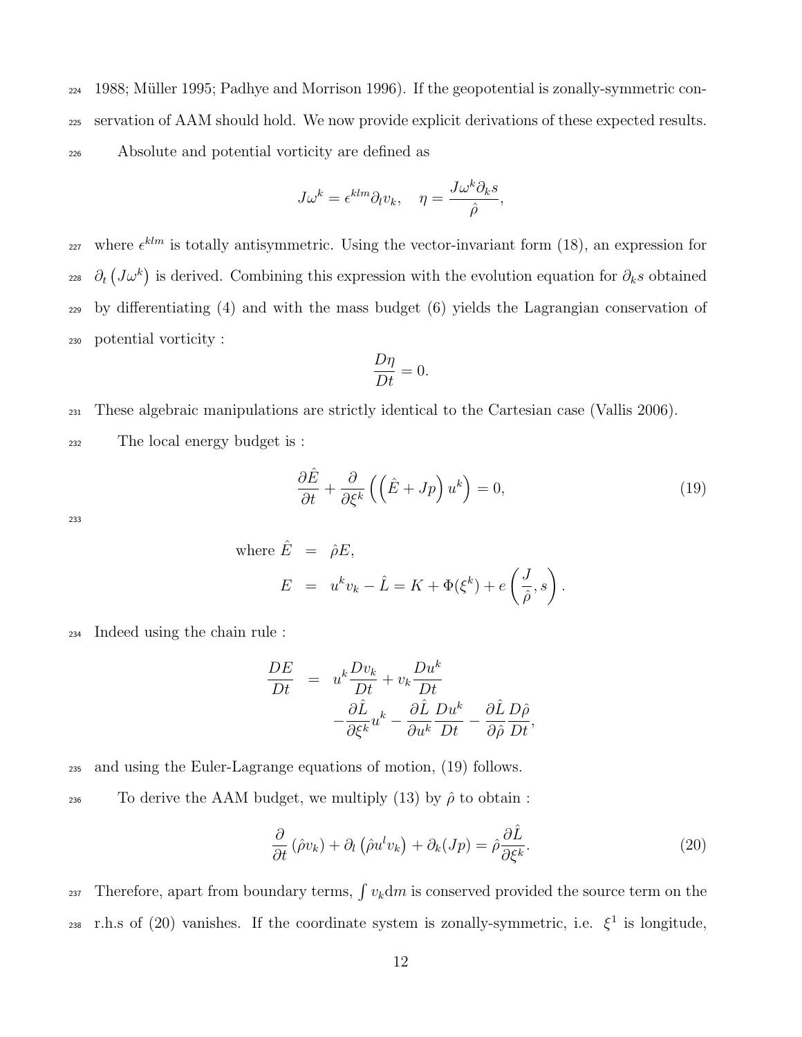1988; Müller 1995; Padhye and Morrison 1996). If the geopotential is zonally-symmetric conservation of AAM should hold. We now provide explicit derivations of these expected results.

Absolute and potential vorticity are defined as

$$J\omega^k = \epsilon^{klm}\partial_l v_k, \quad \eta = \frac{J\omega^k \partial_k s}{\hat{\rho}},$$

where $\epsilon^{klm}$ is totally antisymmetric. Using the vector-invariant form (18), an expression for $\partial_t \left(J\omega^k\right)$ is derived. Combining this expression with the evolution equation for $\partial_k s$ obtained by differentiating (4) and with the mass budget (6) yields the Lagrangian conservation of potential vorticity :

$$\frac{D\eta}{Dt} = 0.$$

These algebraic manipulations are strictly identical to the Cartesian case (Vallis 2006).

The local energy budget is :

$$\frac{\partial \hat{E}}{\partial t} + \frac{\partial}{\partial \xi^k}\left(\left(\hat{E} + Jp\right)u^k\right) = 0, \tag{19}$$

$$\begin{aligned}
\text{where } \hat{E} &= \hat{\rho}E, \\
E &= u^k v_k - \hat{L} = K + \Phi(\xi^k) + e\left(\frac{J}{\hat{\rho}}, s\right).
\end{aligned}$$

Indeed using the chain rule :

$$\begin{aligned}
\frac{DE}{Dt} &= u^k \frac{Dv_k}{Dt} + v_k \frac{Du^k}{Dt} \\
&\quad - \frac{\partial \hat{L}}{\partial \xi^k} u^k - \frac{\partial \hat{L}}{\partial u^k}\frac{Du^k}{Dt} - \frac{\partial \hat{L}}{\partial \hat{\rho}}\frac{D\hat{\rho}}{Dt},
\end{aligned}$$

and using the Euler-Lagrange equations of motion, (19) follows.

To derive the AAM budget, we multiply (13) by $\hat{\rho}$ to obtain :

$$\frac{\partial}{\partial t}\left(\hat{\rho} v_k\right) + \partial_l\left(\hat{\rho} u^l v_k\right) + \partial_k(Jp) = \hat{\rho}\frac{\partial \hat{L}}{\partial \xi^k}. \tag{20}$$

Therefore, apart from boundary terms, $\int v_k \mathrm{d}m$ is conserved provided the source term on the r.h.s of (20) vanishes. If the coordinate system is zonally-symmetric, i.e. $\xi^1$ is longitude,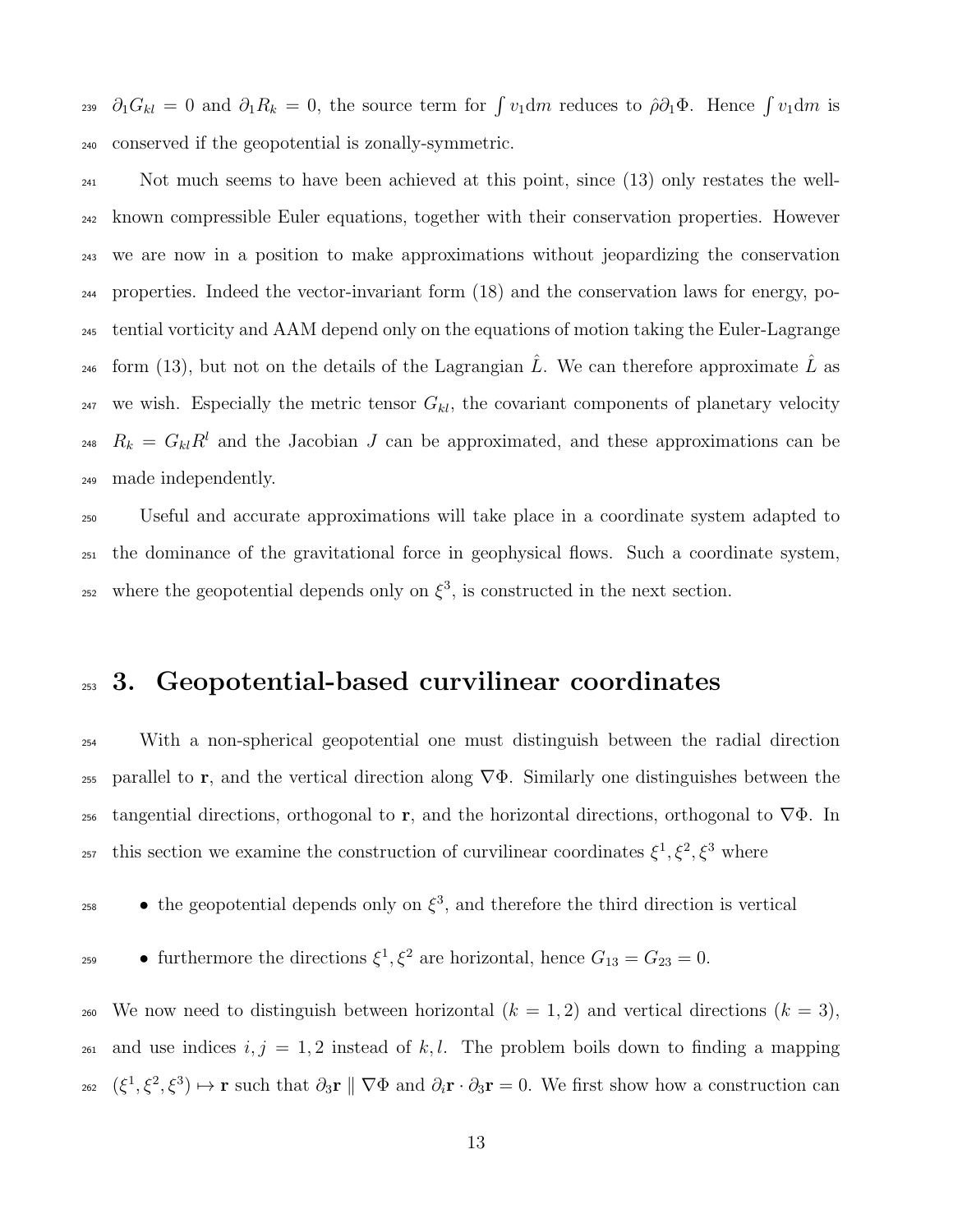$\partial_1 G_{kl} = 0$ and $\partial_1 R_k = 0$, the source term for $\int v_1 \mathrm{d}m$ reduces to $\hat{\rho}\partial_1 \Phi$. Hence $\int v_1 \mathrm{d}m$ is conserved if the geopotential is zonally-symmetric.

Not much seems to have been achieved at this point, since (13) only restates the well-known compressible Euler equations, together with their conservation properties. However we are now in a position to make approximations without jeopardizing the conservation properties. Indeed the vector-invariant form (18) and the conservation laws for energy, potential vorticity and AAM depend only on the equations of motion taking the Euler-Lagrange form (13), but not on the details of the Lagrangian $\hat{L}$. We can therefore approximate $\hat{L}$ as we wish. Especially the metric tensor $G_{kl}$, the covariant components of planetary velocity $R_k = G_{kl} R^l$ and the Jacobian $J$ can be approximated, and these approximations can be made independently.

Useful and accurate approximations will take place in a coordinate system adapted to the dominance of the gravitational force in geophysical flows. Such a coordinate system, where the geopotential depends only on $\xi^3$, is constructed in the next section.

# 3. Geopotential-based curvilinear coordinates

With a non-spherical geopotential one must distinguish between the radial direction parallel to $\mathbf{r}$, and the vertical direction along $\nabla\Phi$. Similarly one distinguishes between the tangential directions, orthogonal to $\mathbf{r}$, and the horizontal directions, orthogonal to $\nabla\Phi$. In this section we examine the construction of curvilinear coordinates $\xi^1, \xi^2, \xi^3$ where

- the geopotential depends only on $\xi^3$, and therefore the third direction is vertical
- furthermore the directions $\xi^1, \xi^2$ are horizontal, hence $G_{13} = G_{23} = 0$.

We now need to distinguish between horizontal ($k = 1, 2$) and vertical directions ($k = 3$), and use indices $i, j = 1, 2$ instead of $k, l$. The problem boils down to finding a mapping $(\xi^1, \xi^2, \xi^3) \mapsto \mathbf{r}$ such that $\partial_3 \mathbf{r} \parallel \nabla\Phi$ and $\partial_i \mathbf{r} \cdot \partial_3 \mathbf{r} = 0$. We first show how a construction can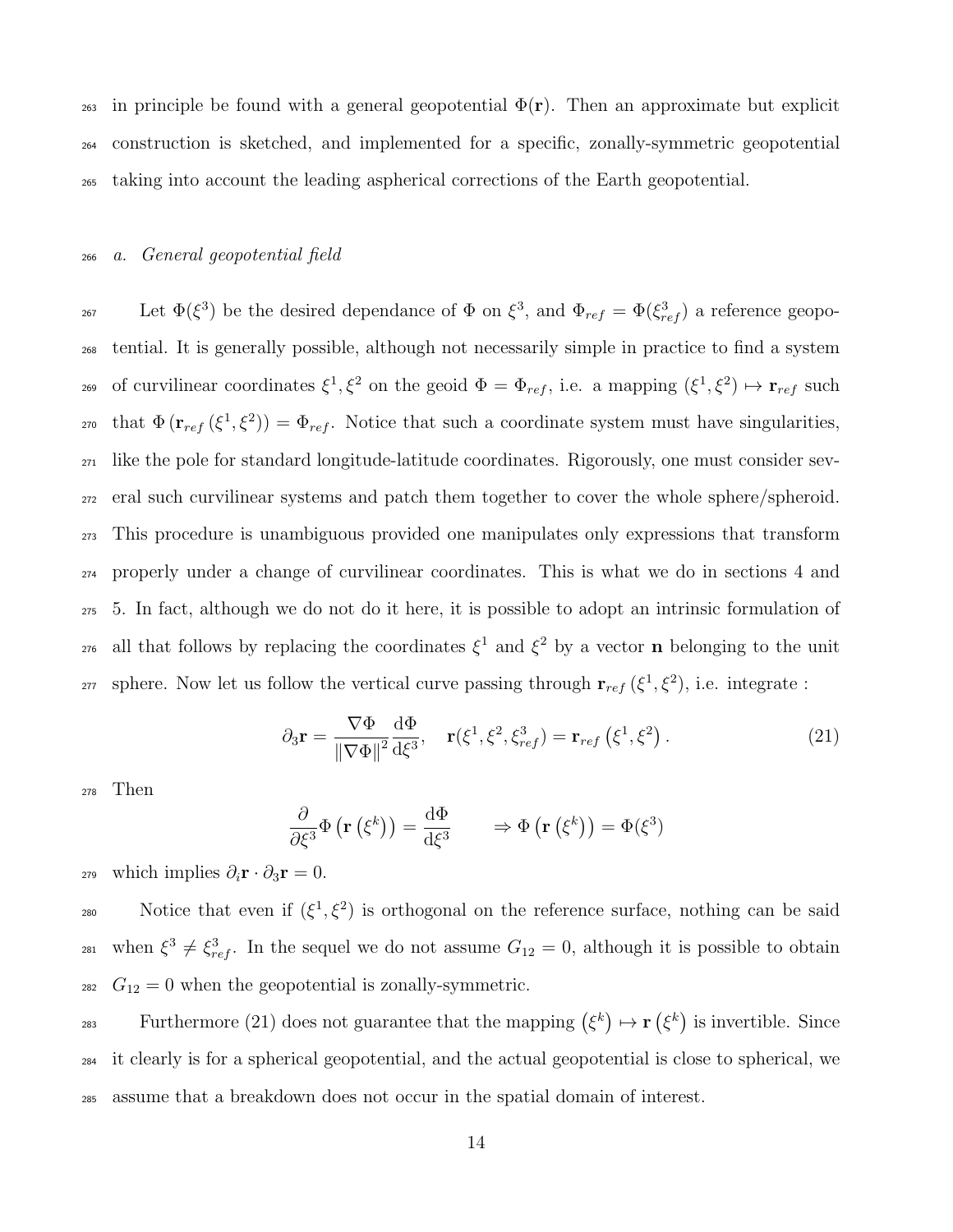in principle be found with a general geopotential $\Phi(\mathbf{r})$. Then an approximate but explicit construction is sketched, and implemented for a specific, zonally-symmetric geopotential taking into account the leading aspherical corrections of the Earth geopotential.

### *a. General geopotential field*

Let $\Phi(\xi^3)$ be the desired dependance of $\Phi$ on $\xi^3$, and $\Phi_{ref} = \Phi(\xi^3_{ref})$ a reference geopotential. It is generally possible, although not necessarily simple in practice to find a system of curvilinear coordinates $\xi^1, \xi^2$ on the geoid $\Phi = \Phi_{ref}$, i.e. a mapping $(\xi^1, \xi^2) \mapsto \mathbf{r}_{ref}$ such that $\Phi\left(\mathbf{r}_{ref}\left(\xi^1, \xi^2\right)\right) = \Phi_{ref}$. Notice that such a coordinate system must have singularities, like the pole for standard longitude-latitude coordinates. Rigorously, one must consider several such curvilinear systems and patch them together to cover the whole sphere/spheroid. This procedure is unambiguous provided one manipulates only expressions that transform properly under a change of curvilinear coordinates. This is what we do in sections 4 and 5. In fact, although we do not do it here, it is possible to adopt an intrinsic formulation of all that follows by replacing the coordinates $\xi^1$ and $\xi^2$ by a vector $\mathbf{n}$ belonging to the unit sphere. Now let us follow the vertical curve passing through $\mathbf{r}_{ref}\left(\xi^1, \xi^2\right)$, i.e. integrate :

$$\partial_3 \mathbf{r} = \frac{\nabla\Phi}{\|\nabla\Phi\|^2}\frac{\mathrm{d}\Phi}{\mathrm{d}\xi^3}, \quad \mathbf{r}(\xi^1, \xi^2, \xi^3_{ref}) = \mathbf{r}_{ref}\left(\xi^1, \xi^2\right). \tag{21}$$

Then

$$\frac{\partial}{\partial\xi^3}\Phi\left(\mathbf{r}\left(\xi^k\right)\right) = \frac{\mathrm{d}\Phi}{\mathrm{d}\xi^3} \qquad \Rightarrow \Phi\left(\mathbf{r}\left(\xi^k\right)\right) = \Phi(\xi^3)$$

which implies $\partial_i \mathbf{r} \cdot \partial_3 \mathbf{r} = 0$.

Notice that even if $(\xi^1, \xi^2)$ is orthogonal on the reference surface, nothing can be said when $\xi^3 \neq \xi^3_{ref}$. In the sequel we do not assume $G_{12} = 0$, although it is possible to obtain $G_{12} = 0$ when the geopotential is zonally-symmetric.

Furthermore (21) does not guarantee that the mapping $\left(\xi^k\right) \mapsto \mathbf{r}\left(\xi^k\right)$ is invertible. Since it clearly is for a spherical geopotential, and the actual geopotential is close to spherical, we assume that a breakdown does not occur in the spatial domain of interest.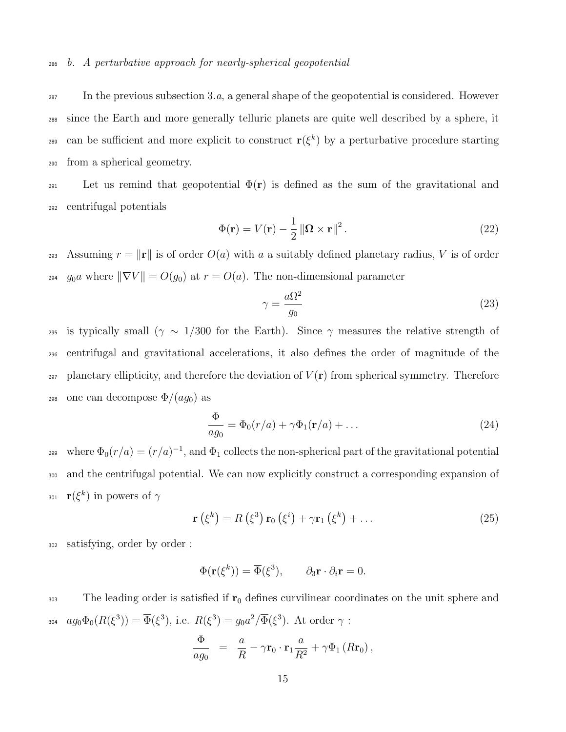### b. A perturbative approach for nearly-spherical geopotential

In the previous subsection 3.$a$, a general shape of the geopotential is considered. However since the Earth and more generally telluric planets are quite well described by a sphere, it can be sufficient and more explicit to construct $\mathbf{r}(\xi^k)$ by a perturbative procedure starting from a spherical geometry.

Let us remind that geopotential $\Phi(\mathbf{r})$ is defined as the sum of the gravitational and centrifugal potentials

$$\Phi(\mathbf{r}) = V(\mathbf{r}) - \frac{1}{2}\left\|\boldsymbol{\Omega}\times\mathbf{r}\right\|^2. \tag{22}$$

Assuming $r = \|\mathbf{r}\|$ is of order $O(a)$ with $a$ a suitably defined planetary radius, $V$ is of order $g_0 a$ where $\|\nabla V\| = O(g_0)$ at $r = O(a)$. The non-dimensional parameter

$$\gamma = \frac{a\Omega^2}{g_0} \tag{23}$$

is typically small ($\gamma \sim 1/300$ for the Earth). Since $\gamma$ measures the relative strength of centrifugal and gravitational accelerations, it also defines the order of magnitude of the planetary ellipticity, and therefore the deviation of $V(\mathbf{r})$ from spherical symmetry. Therefore one can decompose $\Phi/(ag_0)$ as

$$\frac{\Phi}{ag_0} = \Phi_0(r/a) + \gamma\Phi_1(\mathbf{r}/a) + \dots \tag{24}$$

where $\Phi_0(r/a) = (r/a)^{-1}$, and $\Phi_1$ collects the non-spherical part of the gravitational potential and the centrifugal potential. We can now explicitly construct a corresponding expansion of $\mathbf{r}(\xi^k)$ in powers of $\gamma$

$$\mathbf{r}\left(\xi^k\right) = R\left(\xi^3\right)\mathbf{r}_0\left(\xi^i\right) + \gamma\mathbf{r}_1\left(\xi^k\right) + \dots \tag{25}$$

satisfying, order by order :

$$\Phi(\mathbf{r}(\xi^k)) = \overline{\Phi}(\xi^3), \qquad \partial_3\mathbf{r}\cdot\partial_i\mathbf{r} = 0.$$

The leading order is satisfied if $\mathbf{r}_0$ defines curvilinear coordinates on the unit sphere and $ag_0\Phi_0(R(\xi^3)) = \overline{\Phi}(\xi^3)$, i.e. $R(\xi^3) = g_0 a^2/\overline{\Phi}(\xi^3)$. At order $\gamma$ :

$$\frac{\Phi}{ag_0} \;=\; \frac{a}{R} - \gamma\mathbf{r}_0\cdot\mathbf{r}_1\frac{a}{R^2} + \gamma\Phi_1\left(R\mathbf{r}_0\right),$$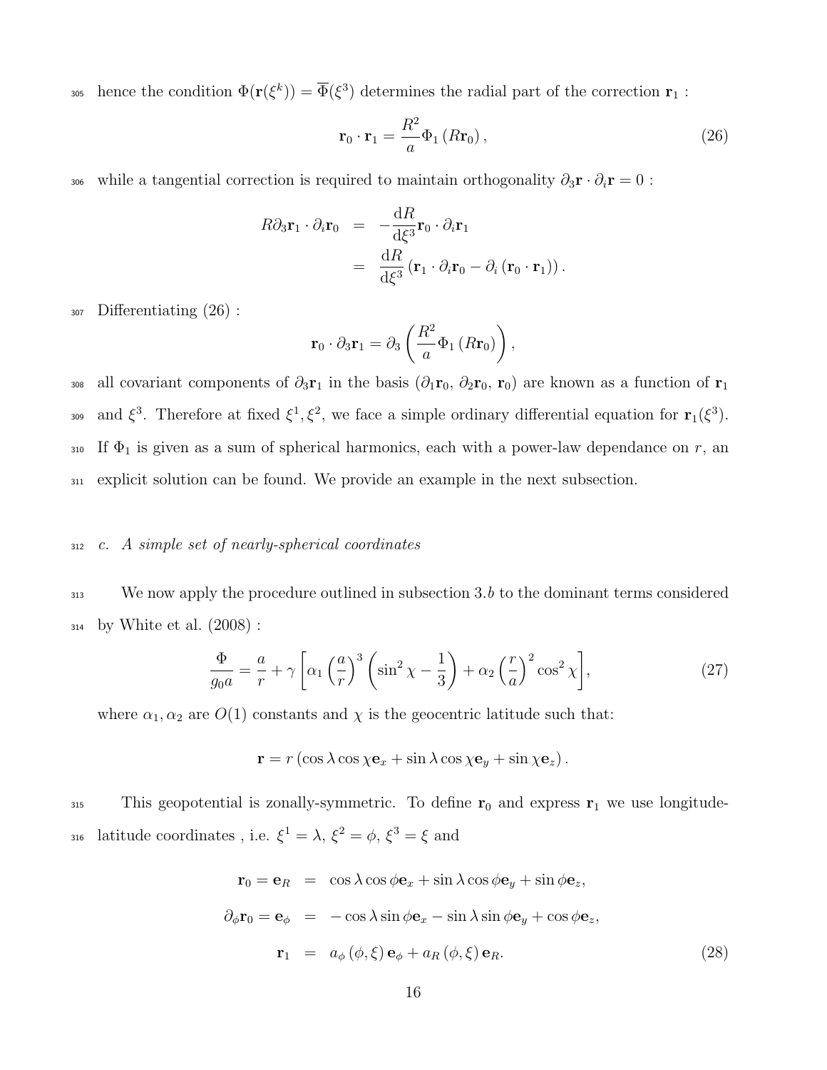hence the condition $\Phi(\mathbf{r}(\xi^k)) = \overline{\Phi}(\xi^3)$ determines the radial part of the correction $\mathbf{r}_1$ :

$$\mathbf{r}_0 \cdot \mathbf{r}_1 = \frac{R^2}{a} \Phi_1 \left( R \mathbf{r}_0 \right), \tag{26}$$

while a tangential correction is required to maintain orthogonality $\partial_3 \mathbf{r} \cdot \partial_i \mathbf{r} = 0$ :

$$\begin{aligned} R \partial_3 \mathbf{r}_1 \cdot \partial_i \mathbf{r}_0 &= -\frac{\mathrm{d}R}{\mathrm{d}\xi^3} \mathbf{r}_0 \cdot \partial_i \mathbf{r}_1 \\ &= \frac{\mathrm{d}R}{\mathrm{d}\xi^3} \left( \mathbf{r}_1 \cdot \partial_i \mathbf{r}_0 - \partial_i \left( \mathbf{r}_0 \cdot \mathbf{r}_1 \right) \right). \end{aligned}$$

Differentiating (26) :

$$\mathbf{r}_0 \cdot \partial_3 \mathbf{r}_1 = \partial_3 \left( \frac{R^2}{a} \Phi_1 \left( R \mathbf{r}_0 \right) \right),$$

all covariant components of $\partial_3 \mathbf{r}_1$ in the basis $(\partial_1 \mathbf{r}_0,\, \partial_2 \mathbf{r}_0,\, \mathbf{r}_0)$ are known as a function of $\mathbf{r}_1$ and $\xi^3$. Therefore at fixed $\xi^1, \xi^2$, we face a simple ordinary differential equation for $\mathbf{r}_1(\xi^3)$. If $\Phi_1$ is given as a sum of spherical harmonics, each with a power-law dependance on $r$, an explicit solution can be found. We provide an example in the next subsection.

### *c. A simple set of nearly-spherical coordinates*

We now apply the procedure outlined in subsection 3.*b* to the dominant terms considered by White et al. (2008) :

$$\frac{\Phi}{g_0 a} = \frac{a}{r} + \gamma \left[ \alpha_1 \left( \frac{a}{r} \right)^3 \left( \sin^2 \chi - \frac{1}{3} \right) + \alpha_2 \left( \frac{r}{a} \right)^2 \cos^2 \chi \right], \tag{27}$$

where $\alpha_1, \alpha_2$ are $O(1)$ constants and $\chi$ is the geocentric latitude such that:

$$\mathbf{r} = r \left( \cos\lambda \cos\chi \mathbf{e}_x + \sin\lambda \cos\chi \mathbf{e}_y + \sin\chi \mathbf{e}_z \right).$$

This geopotential is zonally-symmetric. To define $\mathbf{r}_0$ and express $\mathbf{r}_1$ we use longitude-latitude coordinates , i.e. $\xi^1 = \lambda$, $\xi^2 = \phi$, $\xi^3 = \xi$ and

$$\begin{aligned} \mathbf{r}_0 = \mathbf{e}_R &= \cos\lambda \cos\phi \mathbf{e}_x + \sin\lambda \cos\phi \mathbf{e}_y + \sin\phi \mathbf{e}_z, \\ \partial_\phi \mathbf{r}_0 = \mathbf{e}_\phi &= -\cos\lambda \sin\phi \mathbf{e}_x - \sin\lambda \sin\phi \mathbf{e}_y + \cos\phi \mathbf{e}_z, \\ \mathbf{r}_1 &= a_\phi \left( \phi, \xi \right) \mathbf{e}_\phi + a_R \left( \phi, \xi \right) \mathbf{e}_R. \end{aligned} \tag{28}$$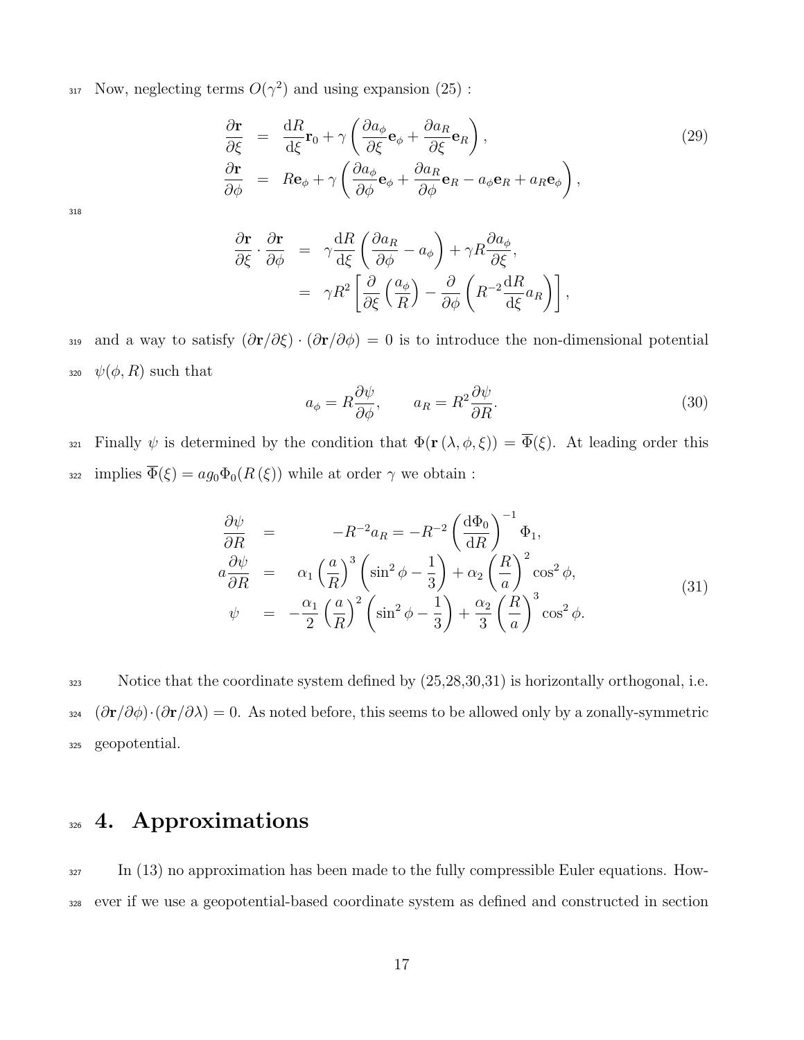Now, neglecting terms $O(\gamma^2)$ and using expansion (25) :

$$
\begin{aligned}
\frac{\partial \mathbf{r}}{\partial \xi} &= \frac{\mathrm{d}R}{\mathrm{d}\xi}\mathbf{r}_0 + \gamma\left(\frac{\partial a_\phi}{\partial \xi}\mathbf{e}_\phi + \frac{\partial a_R}{\partial \xi}\mathbf{e}_R\right), \\
\frac{\partial \mathbf{r}}{\partial \phi} &= R\mathbf{e}_\phi + \gamma\left(\frac{\partial a_\phi}{\partial \phi}\mathbf{e}_\phi + \frac{\partial a_R}{\partial \phi}\mathbf{e}_R - a_\phi \mathbf{e}_R + a_R \mathbf{e}_\phi\right),
\end{aligned}
\tag{29}
$$

$$
\begin{aligned}
\frac{\partial \mathbf{r}}{\partial \xi}\cdot\frac{\partial \mathbf{r}}{\partial \phi} &= \gamma\frac{\mathrm{d}R}{\mathrm{d}\xi}\left(\frac{\partial a_R}{\partial \phi} - a_\phi\right) + \gamma R\frac{\partial a_\phi}{\partial \xi}, \\
&= \gamma R^2\left[\frac{\partial}{\partial \xi}\left(\frac{a_\phi}{R}\right) - \frac{\partial}{\partial \phi}\left(R^{-2}\frac{\mathrm{d}R}{\mathrm{d}\xi}a_R\right)\right],
\end{aligned}
$$

and a way to satisfy $(\partial\mathbf{r}/\partial\xi)\cdot(\partial\mathbf{r}/\partial\phi) = 0$ is to introduce the non-dimensional potential $\psi(\phi, R)$ such that

$$
a_\phi = R\frac{\partial \psi}{\partial \phi}, \qquad a_R = R^2\frac{\partial \psi}{\partial R}. \tag{30}
$$

Finally $\psi$ is determined by the condition that $\Phi(\mathbf{r}(\lambda,\phi,\xi)) = \overline{\Phi}(\xi)$. At leading order this implies $\overline{\Phi}(\xi) = ag_0\Phi_0(R(\xi))$ while at order $\gamma$ we obtain :

$$
\begin{aligned}
\frac{\partial \psi}{\partial R} &= -R^{-2}a_R = -R^{-2}\left(\frac{\mathrm{d}\Phi_0}{\mathrm{d}R}\right)^{-1}\Phi_1, \\
a\frac{\partial \psi}{\partial R} &= \alpha_1\left(\frac{a}{R}\right)^3\left(\sin^2\phi - \frac{1}{3}\right) + \alpha_2\left(\frac{R}{a}\right)^2\cos^2\phi, \\
\psi &= -\frac{\alpha_1}{2}\left(\frac{a}{R}\right)^2\left(\sin^2\phi - \frac{1}{3}\right) + \frac{\alpha_2}{3}\left(\frac{R}{a}\right)^3\cos^2\phi.
\end{aligned}
\tag{31}
$$

Notice that the coordinate system defined by (25,28,30,31) is horizontally orthogonal, i.e. $(\partial\mathbf{r}/\partial\phi)\cdot(\partial\mathbf{r}/\partial\lambda) = 0$. As noted before, this seems to be allowed only by a zonally-symmetric geopotential.

# 4. Approximations

In (13) no approximation has been made to the fully compressible Euler equations. However if we use a geopotential-based coordinate system as defined and constructed in section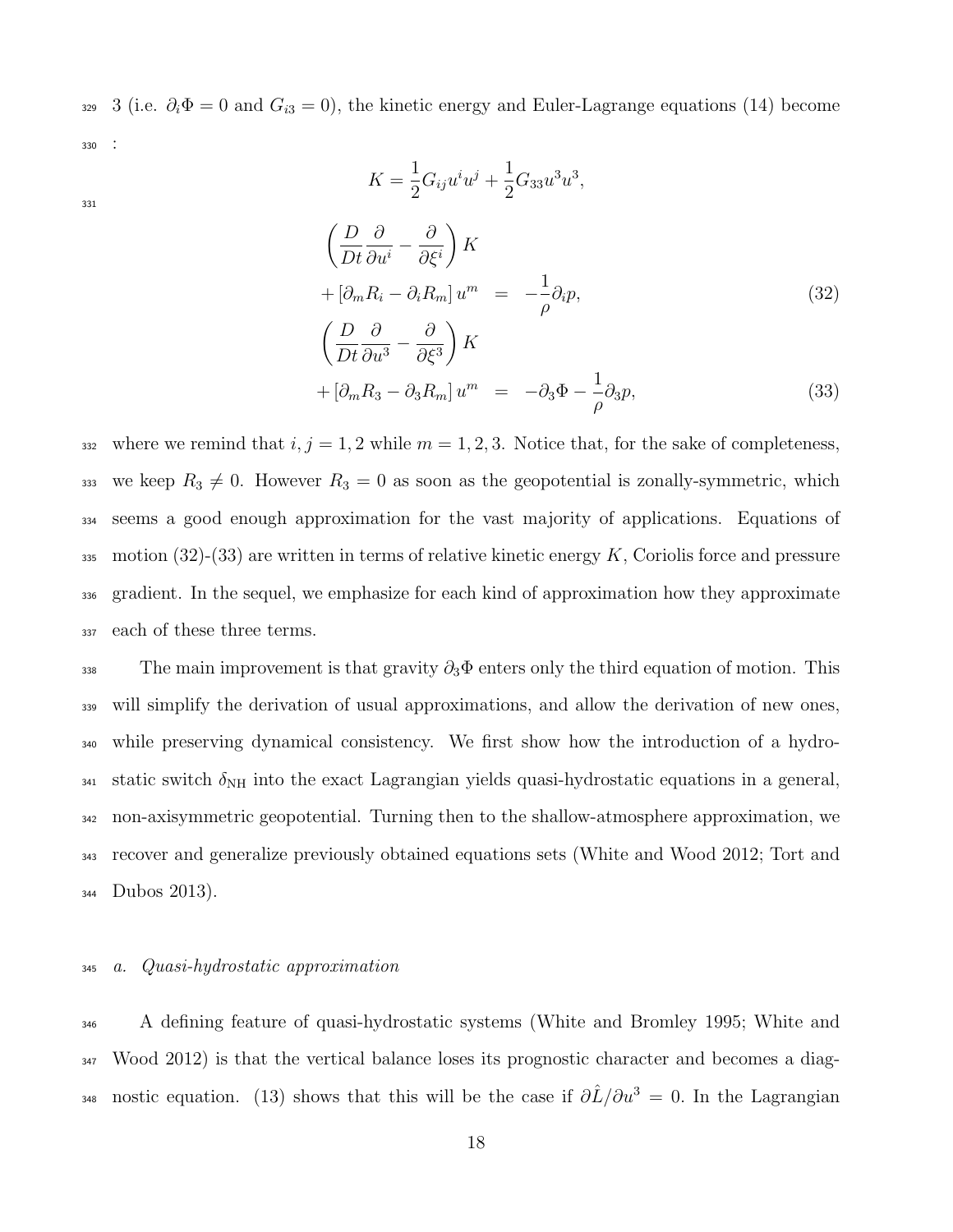3 (i.e. $\partial_i \Phi = 0$ and $G_{i3} = 0$), the kinetic energy and Euler-Lagrange equations (14) become :

$$K = \frac{1}{2} G_{ij} u^i u^j + \frac{1}{2} G_{33} u^3 u^3,$$

$$\begin{aligned}
\left( \frac{D}{Dt} \frac{\partial}{\partial u^i} - \frac{\partial}{\partial \xi^i} \right) K & \\
+ \left[ \partial_m R_i - \partial_i R_m \right] u^m &= -\frac{1}{\rho} \partial_i p, \qquad (32) \\
\left( \frac{D}{Dt} \frac{\partial}{\partial u^3} - \frac{\partial}{\partial \xi^3} \right) K & \\
+ \left[ \partial_m R_3 - \partial_3 R_m \right] u^m &= -\partial_3 \Phi - \frac{1}{\rho} \partial_3 p, \qquad (33)
\end{aligned}$$

where we remind that $i, j = 1, 2$ while $m = 1, 2, 3$. Notice that, for the sake of completeness, we keep $R_3 \neq 0$. However $R_3 = 0$ as soon as the geopotential is zonally-symmetric, which seems a good enough approximation for the vast majority of applications. Equations of motion (32)-(33) are written in terms of relative kinetic energy $K$, Coriolis force and pressure gradient. In the sequel, we emphasize for each kind of approximation how they approximate each of these three terms.

The main improvement is that gravity $\partial_3 \Phi$ enters only the third equation of motion. This will simplify the derivation of usual approximations, and allow the derivation of new ones, while preserving dynamical consistency. We first show how the introduction of a hydrostatic switch $\delta_{\rm NH}$ into the exact Lagrangian yields quasi-hydrostatic equations in a general, non-axisymmetric geopotential. Turning then to the shallow-atmosphere approximation, we recover and generalize previously obtained equations sets (White and Wood 2012; Tort and Dubos 2013).

### a. *Quasi-hydrostatic approximation*

A defining feature of quasi-hydrostatic systems (White and Bromley 1995; White and Wood 2012) is that the vertical balance loses its prognostic character and becomes a diagnostic equation. (13) shows that this will be the case if $\partial \hat{L} / \partial u^3 = 0$. In the Lagrangian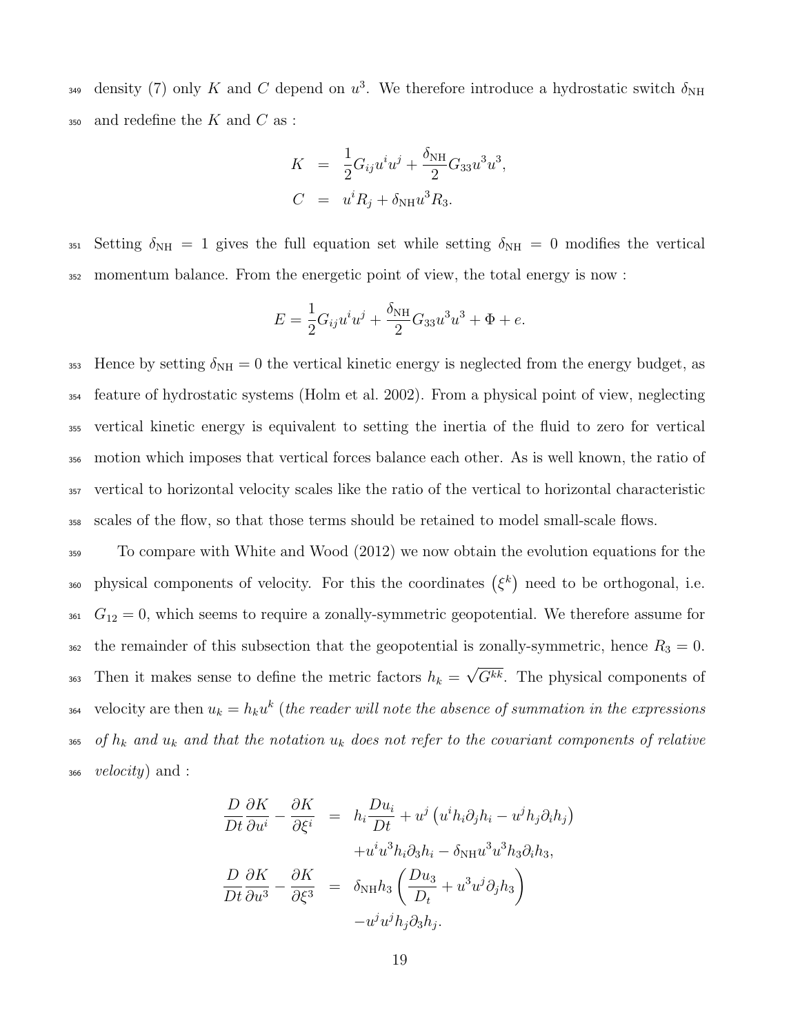density (7) only $K$ and $C$ depend on $u^3$. We therefore introduce a hydrostatic switch $\delta_{\rm NH}$ and redefine the $K$ and $C$ as :

$$
\begin{aligned}
K &= \frac{1}{2}G_{ij}u^i u^j + \frac{\delta_{\rm NH}}{2}G_{33}u^3 u^3, \\
C &= u^i R_j + \delta_{\rm NH} u^3 R_3.
\end{aligned}
$$

Setting $\delta_{\rm NH} = 1$ gives the full equation set while setting $\delta_{\rm NH} = 0$ modifies the vertical momentum balance. From the energetic point of view, the total energy is now :

$$
E = \frac{1}{2}G_{ij}u^i u^j + \frac{\delta_{\rm NH}}{2}G_{33}u^3 u^3 + \Phi + e.
$$

Hence by setting $\delta_{\rm NH} = 0$ the vertical kinetic energy is neglected from the energy budget, as feature of hydrostatic systems (Holm et al. 2002). From a physical point of view, neglecting vertical kinetic energy is equivalent to setting the inertia of the fluid to zero for vertical motion which imposes that vertical forces balance each other. As is well known, the ratio of vertical to horizontal velocity scales like the ratio of the vertical to horizontal characteristic scales of the flow, so that those terms should be retained to model small-scale flows.

To compare with White and Wood (2012) we now obtain the evolution equations for the physical components of velocity. For this the coordinates $\left(\xi^k\right)$ need to be orthogonal, i.e. $G_{12} = 0$, which seems to require a zonally-symmetric geopotential. We therefore assume for the remainder of this subsection that the geopotential is zonally-symmetric, hence $R_3 = 0$. Then it makes sense to define the metric factors $h_k = \sqrt{G^{kk}}$. The physical components of velocity are then $u_k = h_k u^k$ (*the reader will note the absence of summation in the expressions of $h_k$ and $u_k$ and that the notation $u_k$ does not refer to the covariant components of relative velocity*) and :

$$
\begin{aligned}
\frac{D}{Dt}\frac{\partial K}{\partial u^i} - \frac{\partial K}{\partial \xi^i} &= h_i \frac{Du_i}{Dt} + u^j\left(u^i h_i \partial_j h_i - u^j h_j \partial_i h_j\right) \\
&\quad + u^i u^3 h_i \partial_3 h_i - \delta_{\rm NH} u^3 u^3 h_3 \partial_i h_3, \\
\frac{D}{Dt}\frac{\partial K}{\partial u^3} - \frac{\partial K}{\partial \xi^3} &= \delta_{\rm NH} h_3 \left(\frac{Du_3}{D_t} + u^3 u^j \partial_j h_3\right) \\
&\quad - u^j u^j h_j \partial_3 h_j.
\end{aligned}
$$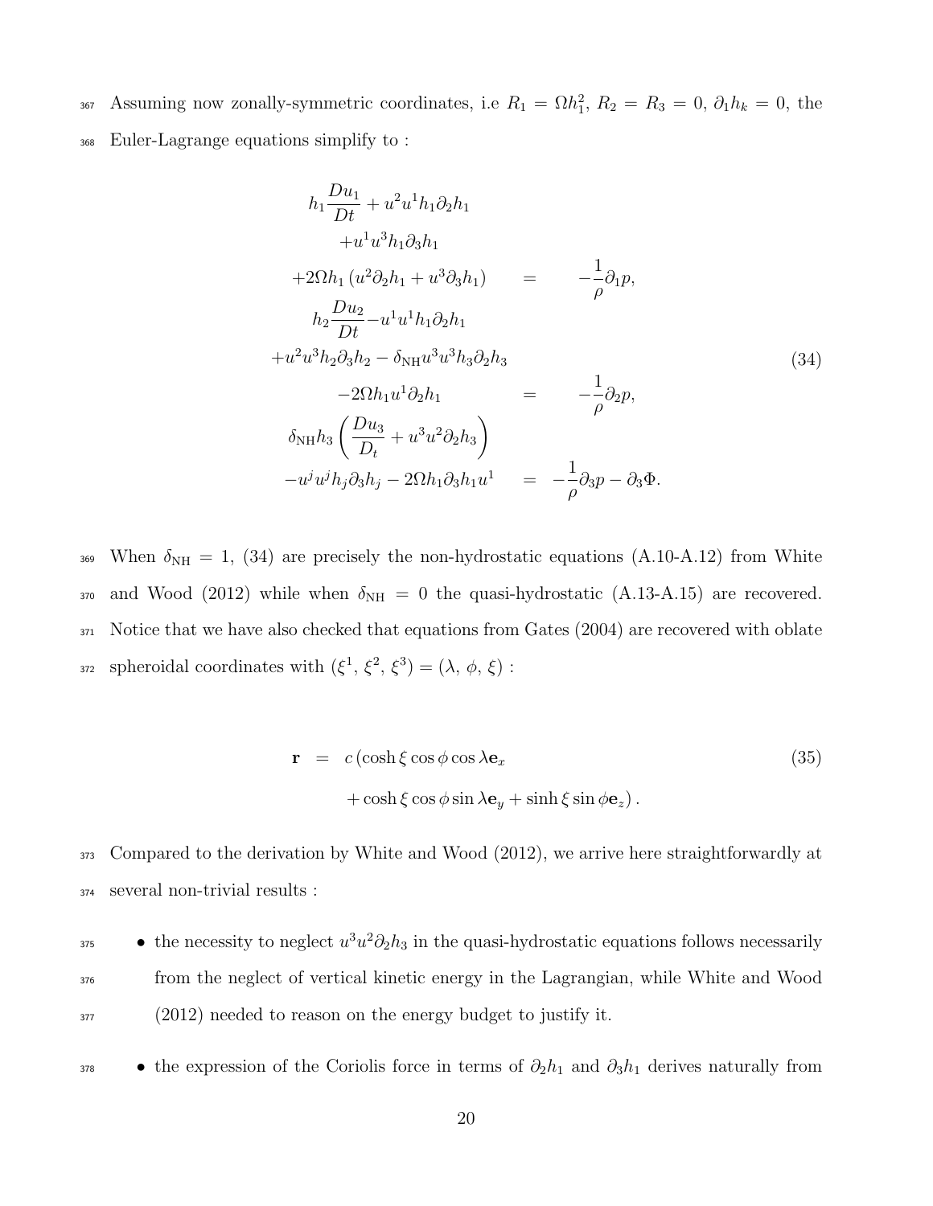Assuming now zonally-symmetric coordinates, i.e $R_1 = \Omega h_1^2$, $R_2 = R_3 = 0$, $\partial_1 h_k = 0$, the Euler-Lagrange equations simplify to :

$$
\begin{aligned}
h_1 \frac{Du_1}{Dt} + u^2 u^1 h_1 \partial_2 h_1 & \\
+ u^1 u^3 h_1 \partial_3 h_1 & \\
+ 2\Omega h_1 \left( u^2 \partial_2 h_1 + u^3 \partial_3 h_1 \right) &= -\frac{1}{\rho} \partial_1 p, \\
h_2 \frac{Du_2}{Dt} - u^1 u^1 h_1 \partial_2 h_1 & \\
+ u^2 u^3 h_2 \partial_3 h_2 - \delta_{\mathrm{NH}} u^3 u^3 h_3 \partial_2 h_3 & \\
- 2\Omega h_1 u^1 \partial_2 h_1 &= -\frac{1}{\rho} \partial_2 p, \\
\delta_{\mathrm{NH}} h_3 \left( \frac{Du_3}{D_t} + u^3 u^2 \partial_2 h_3 \right) & \\
- u^j u^j h_j \partial_3 h_j - 2\Omega h_1 \partial_3 h_1 u^1 &= -\frac{1}{\rho} \partial_3 p - \partial_3 \Phi.
\end{aligned}
\tag{34}
$$

When $\delta_{\mathrm{NH}} = 1$, (34) are precisely the non-hydrostatic equations (A.10-A.12) from White and Wood (2012) while when $\delta_{\mathrm{NH}} = 0$ the quasi-hydrostatic (A.13-A.15) are recovered. Notice that we have also checked that equations from Gates (2004) are recovered with oblate spheroidal coordinates with $(\xi^1, \xi^2, \xi^3) = (\lambda, \phi, \xi)$ :

$$
\begin{aligned}
\mathbf{r} &= c \left( \cosh \xi \cos \phi \cos \lambda \mathbf{e}_x \right. \\
&\quad \left. + \cosh \xi \cos \phi \sin \lambda \mathbf{e}_y + \sinh \xi \sin \phi \mathbf{e}_z \right).
\end{aligned}
\tag{35}
$$

Compared to the derivation by White and Wood (2012), we arrive here straightforwardly at several non-trivial results :

- the necessity to neglect $u^3 u^2 \partial_2 h_3$ in the quasi-hydrostatic equations follows necessarily from the neglect of vertical kinetic energy in the Lagrangian, while White and Wood (2012) needed to reason on the energy budget to justify it.
- the expression of the Coriolis force in terms of $\partial_2 h_1$ and $\partial_3 h_1$ derives naturally from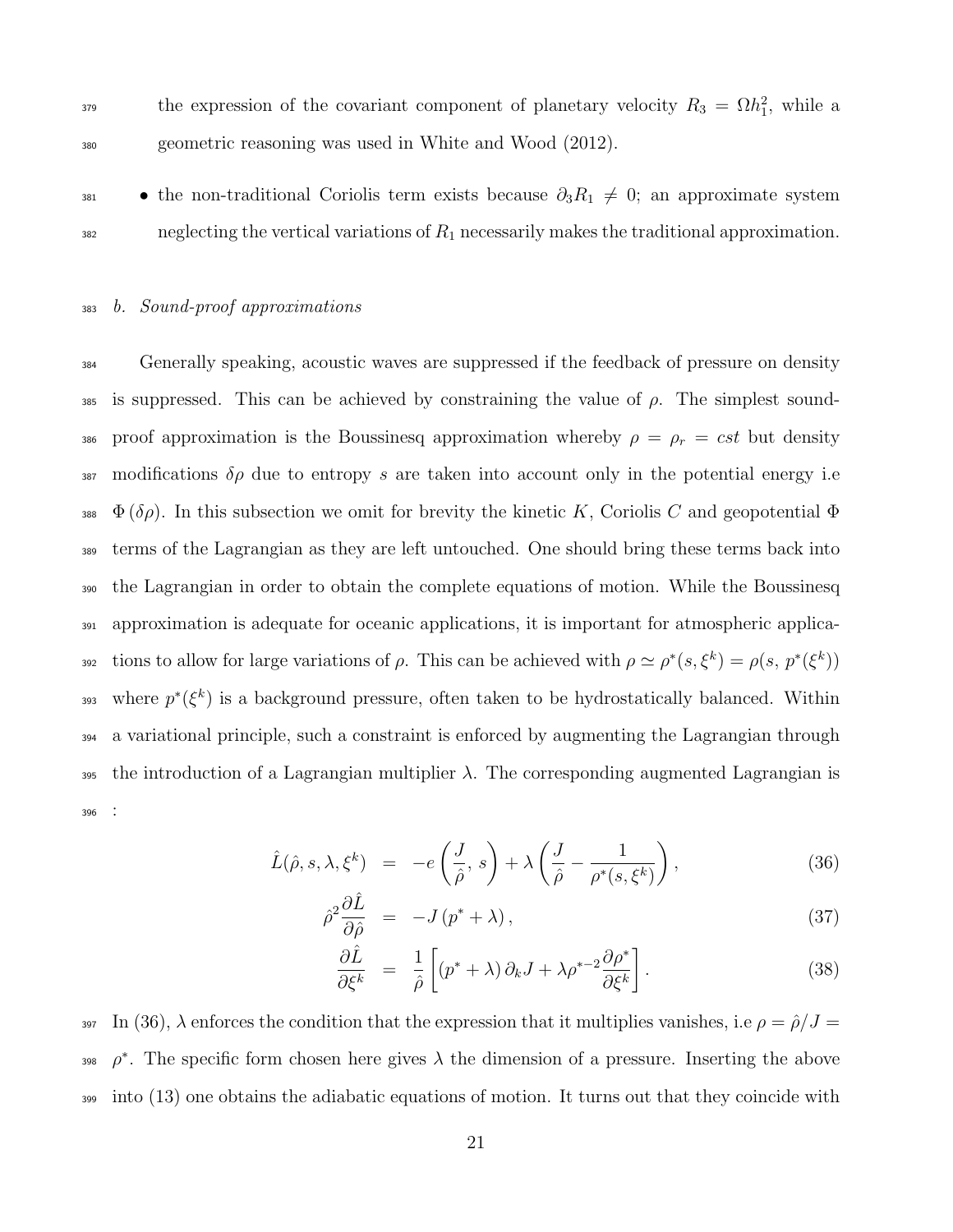the expression of the covariant component of planetary velocity $R_3 = \Omega h_1^2$, while a geometric reasoning was used in White and Wood (2012).

- the non-traditional Coriolis term exists because $\partial_3 R_1 \neq 0$; an approximate system neglecting the vertical variations of $R_1$ necessarily makes the traditional approximation.

### *b. Sound-proof approximations*

Generally speaking, acoustic waves are suppressed if the feedback of pressure on density is suppressed. This can be achieved by constraining the value of $\rho$. The simplest sound-proof approximation is the Boussinesq approximation whereby $\rho = \rho_r = cst$ but density modifications $\delta\rho$ due to entropy $s$ are taken into account only in the potential energy i.e $\Phi(\delta\rho)$. In this subsection we omit for brevity the kinetic $K$, Coriolis $C$ and geopotential $\Phi$ terms of the Lagrangian as they are left untouched. One should bring these terms back into the Lagrangian in order to obtain the complete equations of motion. While the Boussinesq approximation is adequate for oceanic applications, it is important for atmospheric applications to allow for large variations of $\rho$. This can be achieved with $\rho \simeq \rho^*(s, \xi^k) = \rho(s, p^*(\xi^k))$ where $p^*(\xi^k)$ is a background pressure, often taken to be hydrostatically balanced. Within a variational principle, such a constraint is enforced by augmenting the Lagrangian through the introduction of a Lagrangian multiplier $\lambda$. The corresponding augmented Lagrangian is :

$$
\hat{L}(\hat{\rho}, s, \lambda, \xi^k) = -e\left(\frac{J}{\hat{\rho}},\, s\right) + \lambda\left(\frac{J}{\hat{\rho}} - \frac{1}{\rho^*(s, \xi^k)}\right), \tag{36}
$$

$$
\hat{\rho}^2 \frac{\partial \hat{L}}{\partial \hat{\rho}} = -J\left(p^* + \lambda\right), \tag{37}
$$

$$
\frac{\partial \hat{L}}{\partial \xi^k} = \frac{1}{\hat{\rho}}\left[\left(p^* + \lambda\right)\partial_k J + \lambda \rho^{*-2} \frac{\partial \rho^*}{\partial \xi^k}\right]. \tag{38}
$$

In (36), $\lambda$ enforces the condition that the expression that it multiplies vanishes, i.e $\rho = \hat{\rho}/J = \rho^*$. The specific form chosen here gives $\lambda$ the dimension of a pressure. Inserting the above into (13) one obtains the adiabatic equations of motion. It turns out that they coincide with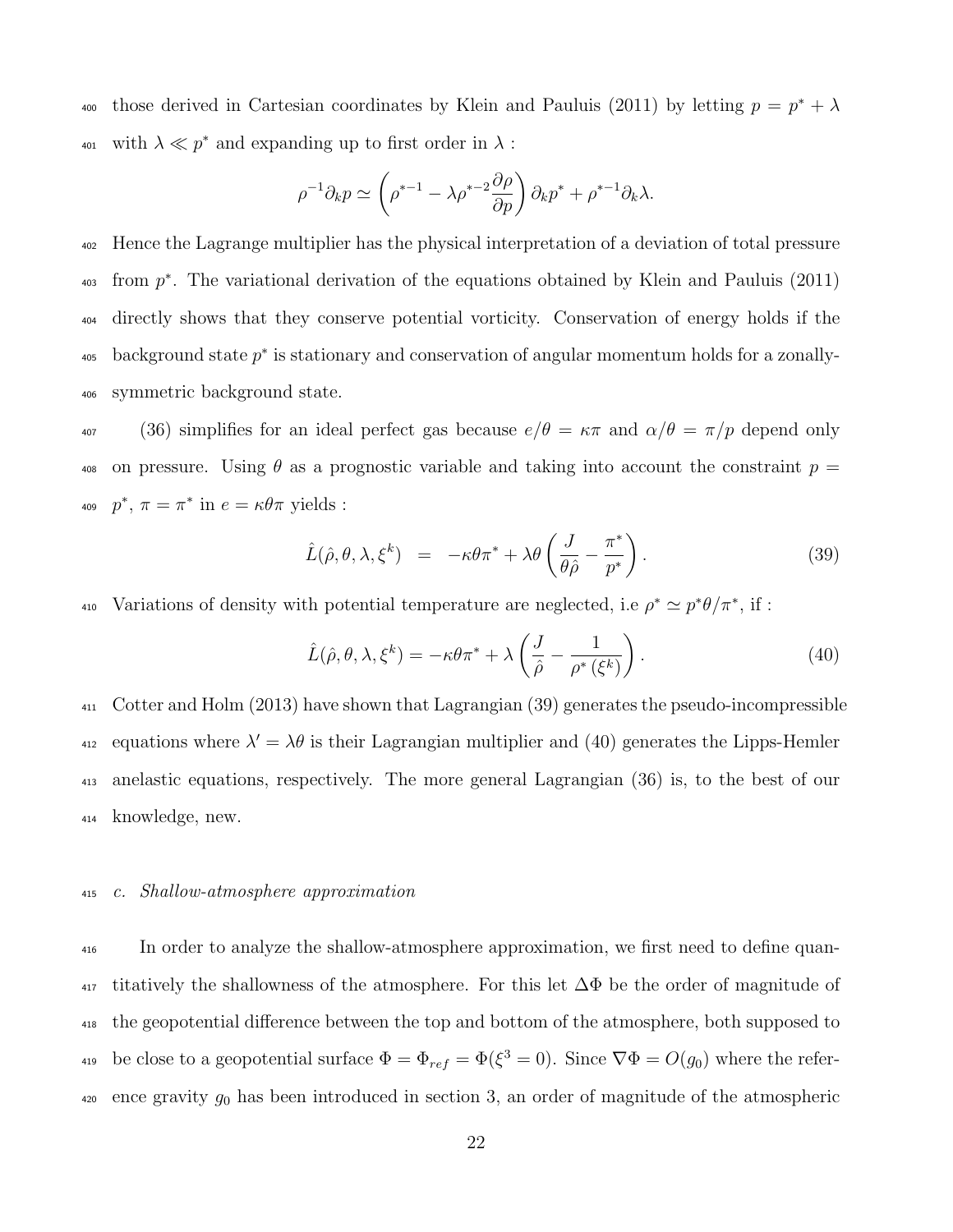those derived in Cartesian coordinates by Klein and Pauluis (2011) by letting $p = p^* + \lambda$ with $\lambda \ll p^*$ and expanding up to first order in $\lambda$ :

$$\rho^{-1}\partial_k p \simeq \left(\rho^{*-1} - \lambda\rho^{*-2}\frac{\partial \rho}{\partial p}\right)\partial_k p^* + \rho^{*-1}\partial_k \lambda.$$

Hence the Lagrange multiplier has the physical interpretation of a deviation of total pressure from $p^*$. The variational derivation of the equations obtained by Klein and Pauluis (2011) directly shows that they conserve potential vorticity. Conservation of energy holds if the background state $p^*$ is stationary and conservation of angular momentum holds for a zonally-symmetric background state.

(36) simplifies for an ideal perfect gas because $e/\theta = \kappa\pi$ and $\alpha/\theta = \pi/p$ depend only on pressure. Using $\theta$ as a prognostic variable and taking into account the constraint $p = p^*$, $\pi = \pi^*$ in $e = \kappa\theta\pi$ yields :

$$\hat{L}(\hat{\rho}, \theta, \lambda, \xi^k) \;\; = \;\; -\kappa\theta\pi^* + \lambda\theta\left(\frac{J}{\theta\hat{\rho}} - \frac{\pi^*}{p^*}\right). \tag{39}$$

Variations of density with potential temperature are neglected, i.e $\rho^* \simeq p^*\theta/\pi^*$, if :

$$\hat{L}(\hat{\rho}, \theta, \lambda, \xi^k) = -\kappa\theta\pi^* + \lambda\left(\frac{J}{\hat{\rho}} - \frac{1}{\rho^*(\xi^k)}\right). \tag{40}$$

Cotter and Holm (2013) have shown that Lagrangian (39) generates the pseudo-incompressible equations where $\lambda' = \lambda\theta$ is their Lagrangian multiplier and (40) generates the Lipps-Hemler anelastic equations, respectively. The more general Lagrangian (36) is, to the best of our knowledge, new.

### *c. Shallow-atmosphere approximation*

In order to analyze the shallow-atmosphere approximation, we first need to define quantitatively the shallowness of the atmosphere. For this let $\Delta\Phi$ be the order of magnitude of the geopotential difference between the top and bottom of the atmosphere, both supposed to be close to a geopotential surface $\Phi = \Phi_{ref} = \Phi(\xi^3 = 0)$. Since $\nabla\Phi = O(g_0)$ where the reference gravity $g_0$ has been introduced in section 3, an order of magnitude of the atmospheric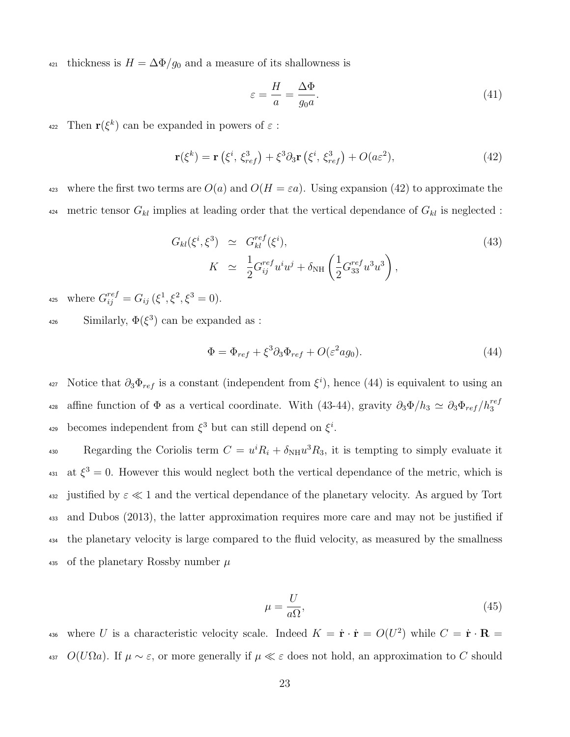thickness is $H = \Delta\Phi/g_0$ and a measure of its shallowness is

$$\varepsilon = \frac{H}{a} = \frac{\Delta\Phi}{g_0 a}. \tag{41}$$

Then $\mathbf{r}(\xi^k)$ can be expanded in powers of $\varepsilon$ :

$$\mathbf{r}(\xi^k) = \mathbf{r}\left(\xi^i,\, \xi^3_{ref}\right) + \xi^3 \partial_3 \mathbf{r}\left(\xi^i,\, \xi^3_{ref}\right) + O(a\varepsilon^2), \tag{42}$$

where the first two terms are $O(a)$ and $O(H = \varepsilon a)$. Using expansion (42) to approximate the metric tensor $G_{kl}$ implies at leading order that the vertical dependance of $G_{kl}$ is neglected :

$$\begin{aligned} G_{kl}(\xi^i, \xi^3) &\simeq G^{ref}_{kl}(\xi^i), \\ K &\simeq \frac{1}{2} G^{ref}_{ij} u^i u^j + \delta_{\mathrm{NH}} \left( \frac{1}{2} G^{ref}_{33} u^3 u^3 \right), \end{aligned} \tag{43}$$

where $G^{ref}_{ij} = G_{ij}\left(\xi^1, \xi^2, \xi^3 = 0\right)$.

Similarly, $\Phi(\xi^3)$ can be expanded as :

$$\Phi = \Phi_{ref} + \xi^3 \partial_3 \Phi_{ref} + O(\varepsilon^2 a g_0). \tag{44}$$

Notice that $\partial_3 \Phi_{ref}$ is a constant (independent from $\xi^i$), hence (44) is equivalent to using an affine function of $\Phi$ as a vertical coordinate. With (43-44), gravity $\partial_3 \Phi / h_3 \simeq \partial_3 \Phi_{ref} / h^{ref}_3$ becomes independent from $\xi^3$ but can still depend on $\xi^i$.

Regarding the Coriolis term $C = u^i R_i + \delta_{\mathrm{NH}} u^3 R_3$, it is tempting to simply evaluate it at $\xi^3 = 0$. However this would neglect both the vertical dependance of the metric, which is justified by $\varepsilon \ll 1$ and the vertical dependance of the planetary velocity. As argued by Tort and Dubos (2013), the latter approximation requires more care and may not be justified if the planetary velocity is large compared to the fluid velocity, as measured by the smallness of the planetary Rossby number $\mu$

$$\mu = \frac{U}{a\Omega}, \tag{45}$$

where $U$ is a characteristic velocity scale. Indeed $K = \dot{\mathbf{r}} \cdot \dot{\mathbf{r}} = O(U^2)$ while $C = \dot{\mathbf{r}} \cdot \mathbf{R} = O(U\Omega a)$. If $\mu \sim \varepsilon$, or more generally if $\mu \ll \varepsilon$ does not hold, an approximation to $C$ should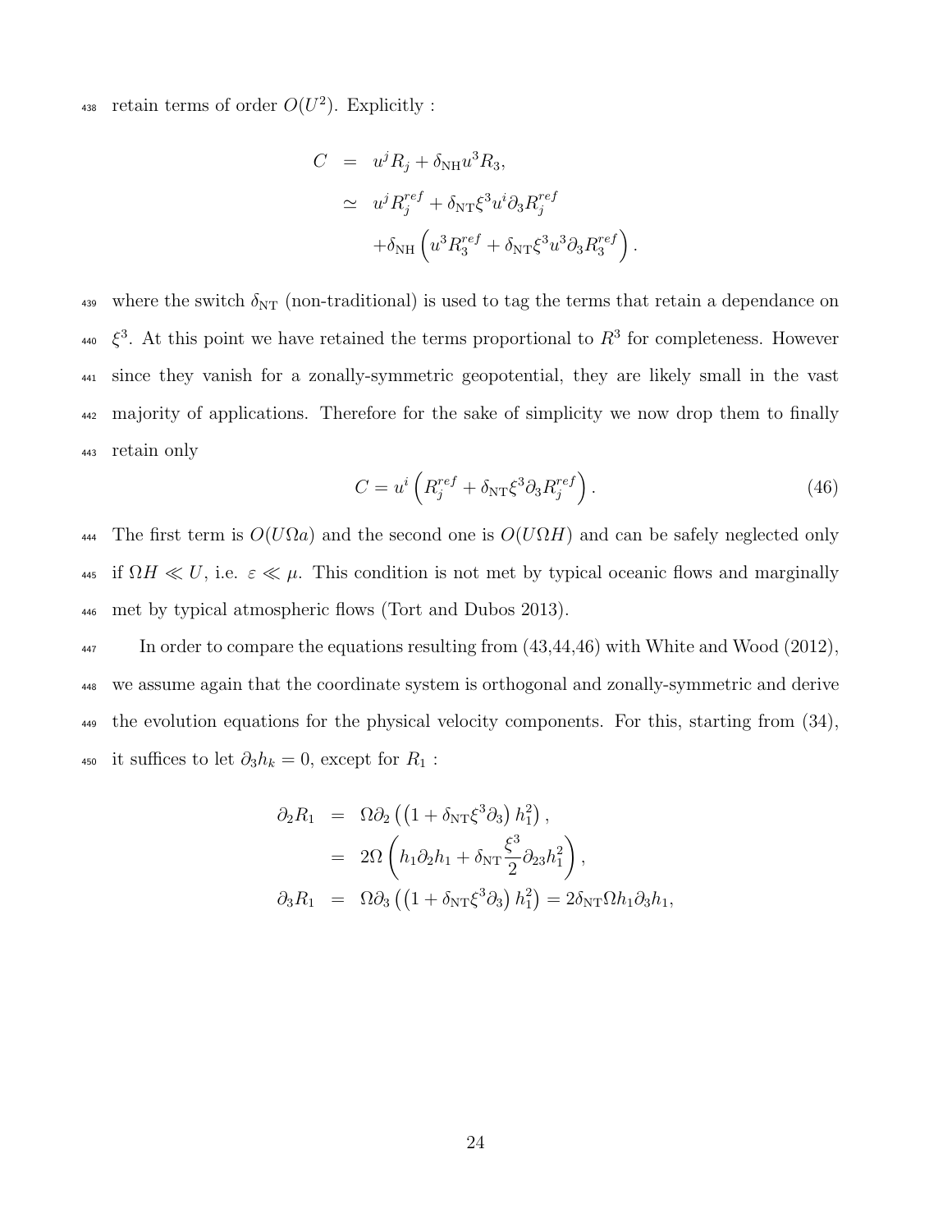retain terms of order $O(U^2)$. Explicitly :

$$
\begin{aligned}
C &= u^j R_j + \delta_{\text{NH}} u^3 R_3, \\
&\simeq u^j R_j^{ref} + \delta_{\text{NT}} \xi^3 u^i \partial_3 R_j^{ref} \\
&\quad + \delta_{\text{NH}} \left( u^3 R_3^{ref} + \delta_{\text{NT}} \xi^3 u^3 \partial_3 R_3^{ref} \right).
\end{aligned}
$$

where the switch $\delta_{\text{NT}}$ (non-traditional) is used to tag the terms that retain a dependance on $\xi^3$. At this point we have retained the terms proportional to $R^3$ for completeness. However since they vanish for a zonally-symmetric geopotential, they are likely small in the vast majority of applications. Therefore for the sake of simplicity we now drop them to finally retain only

$$
C = u^i \left( R_j^{ref} + \delta_{\text{NT}} \xi^3 \partial_3 R_j^{ref} \right). \tag{46}
$$

The first term is $O(U\Omega a)$ and the second one is $O(U\Omega H)$ and can be safely neglected only if $\Omega H \ll U$, i.e. $\varepsilon \ll \mu$. This condition is not met by typical oceanic flows and marginally met by typical atmospheric flows (Tort and Dubos 2013).

In order to compare the equations resulting from (43,44,46) with White and Wood (2012), we assume again that the coordinate system is orthogonal and zonally-symmetric and derive the evolution equations for the physical velocity components. For this, starting from (34), it suffices to let $\partial_3 h_k = 0$, except for $R_1$ :

$$
\begin{aligned}
\partial_2 R_1 &= \Omega \partial_2 \left( \left( 1 + \delta_{\text{NT}} \xi^3 \partial_3 \right) h_1^2 \right), \\
&= 2\Omega \left( h_1 \partial_2 h_1 + \delta_{\text{NT}} \frac{\xi^3}{2} \partial_{23} h_1^2 \right), \\
\partial_3 R_1 &= \Omega \partial_3 \left( \left( 1 + \delta_{\text{NT}} \xi^3 \partial_3 \right) h_1^2 \right) = 2 \delta_{\text{NT}} \Omega h_1 \partial_3 h_1,
\end{aligned}
$$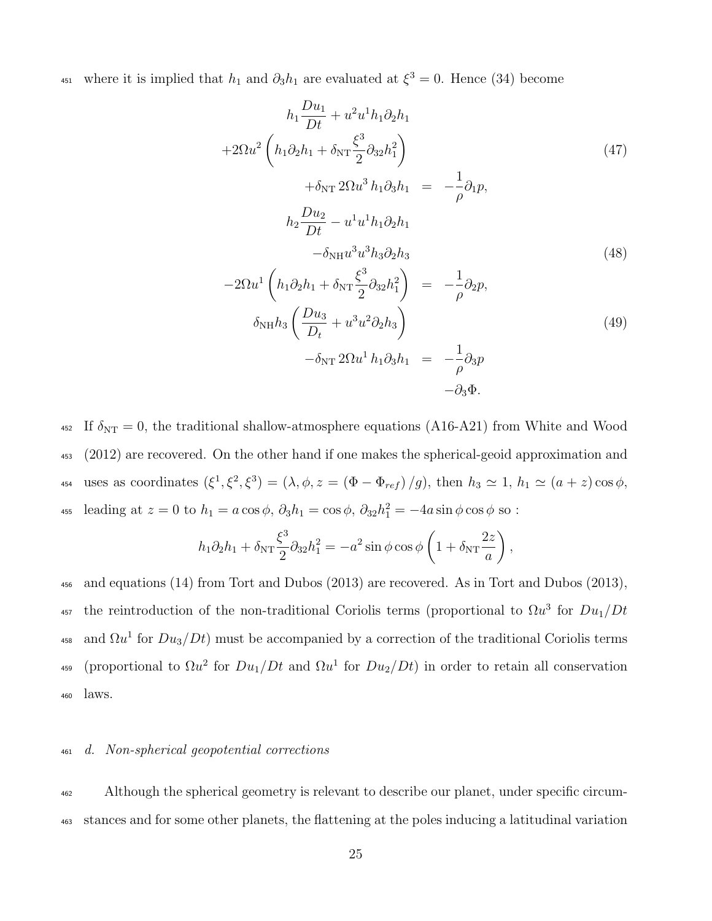where it is implied that $h_1$ and $\partial_3 h_1$ are evaluated at $\xi^3 = 0$. Hence (34) become

$$
\begin{aligned}
h_1 \frac{Du_1}{Dt} + u^2 u^1 h_1 \partial_2 h_1 & \\
+2\Omega u^2 \left( h_1 \partial_2 h_1 + \delta_{\mathrm{NT}} \frac{\xi^3}{2} \partial_{32} h_1^2 \right) & \\
+\delta_{\mathrm{NT}}\, 2\Omega u^3\, h_1 \partial_3 h_1 &= -\frac{1}{\rho} \partial_1 p,
\end{aligned} \tag{47}
$$

$$
\begin{aligned}
h_2 \frac{Du_2}{Dt} - u^1 u^1 h_1 \partial_2 h_1 & \\
-\delta_{\mathrm{NH}} u^3 u^3 h_3 \partial_2 h_3 & \\
-2\Omega u^1 \left( h_1 \partial_2 h_1 + \delta_{\mathrm{NT}} \frac{\xi^3}{2} \partial_{32} h_1^2 \right) &= -\frac{1}{\rho} \partial_2 p,
\end{aligned} \tag{48}
$$

$$
\begin{aligned}
\delta_{\mathrm{NH}} h_3 \left( \frac{Du_3}{D_t} + u^3 u^2 \partial_2 h_3 \right) & \\
-\delta_{\mathrm{NT}}\, 2\Omega u^1\, h_1 \partial_3 h_1 &= -\frac{1}{\rho} \partial_3 p \\
& \quad -\partial_3 \Phi.
\end{aligned} \tag{49}
$$

If $\delta_{\mathrm{NT}} = 0$, the traditional shallow-atmosphere equations (A16-A21) from White and Wood (2012) are recovered. On the other hand if one makes the spherical-geoid approximation and uses as coordinates $(\xi^1, \xi^2, \xi^3) = (\lambda, \phi, z = (\Phi - \Phi_{ref})/g)$, then $h_3 \simeq 1$, $h_1 \simeq (a+z)\cos\phi$, leading at $z = 0$ to $h_1 = a\cos\phi$, $\partial_3 h_1 = \cos\phi$, $\partial_{32} h_1^2 = -4a \sin\phi \cos\phi$ so :

$$
h_1 \partial_2 h_1 + \delta_{\mathrm{NT}} \frac{\xi^3}{2} \partial_{32} h_1^2 = -a^2 \sin\phi \cos\phi \left( 1 + \delta_{\mathrm{NT}} \frac{2z}{a} \right),
$$

and equations (14) from Tort and Dubos (2013) are recovered. As in Tort and Dubos (2013), the reintroduction of the non-traditional Coriolis terms (proportional to $\Omega u^3$ for $Du_1/Dt$ and $\Omega u^1$ for $Du_3/Dt$) must be accompanied by a correction of the traditional Coriolis terms (proportional to $\Omega u^2$ for $Du_1/Dt$ and $\Omega u^1$ for $Du_2/Dt$) in order to retain all conservation laws.

### *d. Non-spherical geopotential corrections*

Although the spherical geometry is relevant to describe our planet, under specific circumstances and for some other planets, the flattening at the poles inducing a latitudinal variation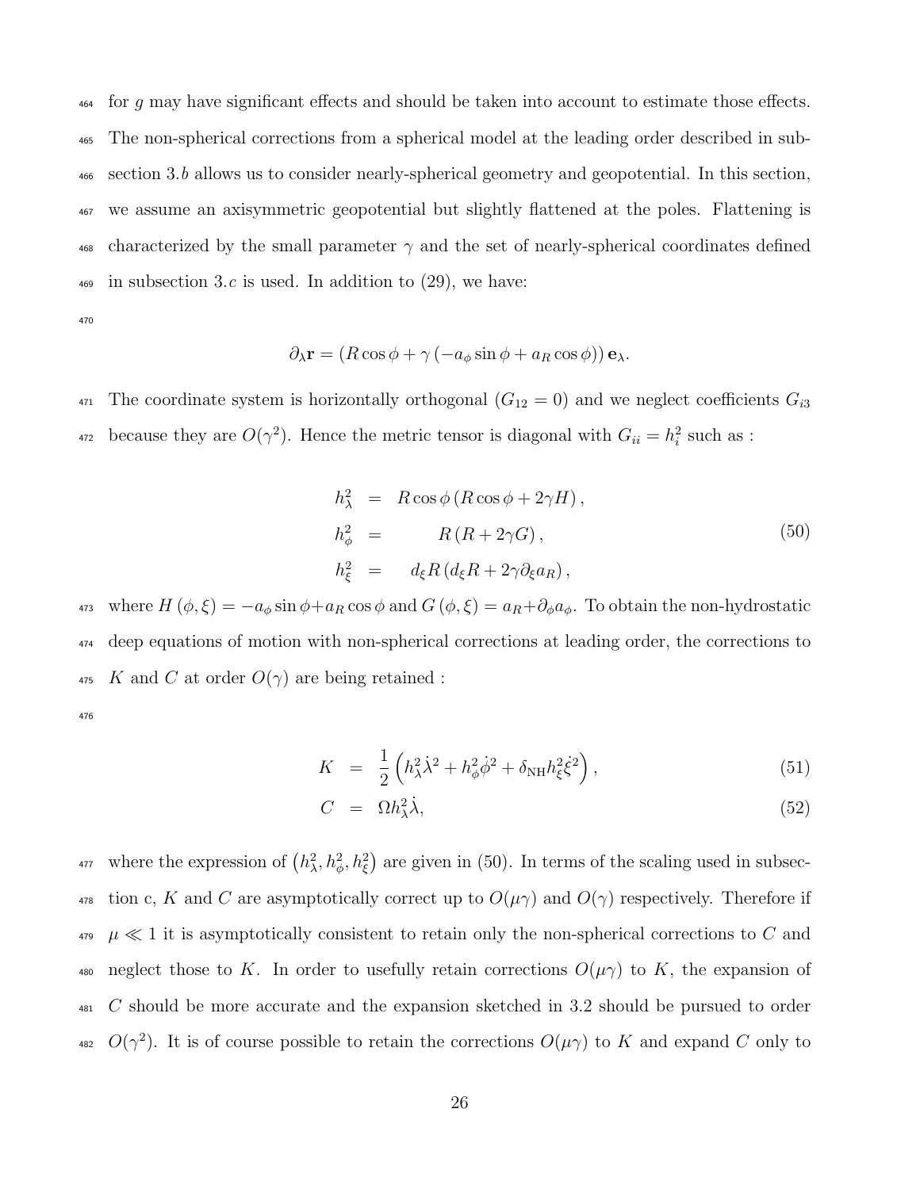for $g$ may have significant effects and should be taken into account to estimate those effects. The non-spherical corrections from a spherical model at the leading order described in subsection 3.$b$ allows us to consider nearly-spherical geometry and geopotential. In this section, we assume an axisymmetric geopotential but slightly flattened at the poles. Flattening is characterized by the small parameter $\gamma$ and the set of nearly-spherical coordinates defined in subsection 3.$c$ is used. In addition to (29), we have:

$$\partial_\lambda \mathbf{r} = \left(R\cos\phi + \gamma\left(-a_\phi \sin\phi + a_R \cos\phi\right)\right)\mathbf{e}_\lambda.$$

The coordinate system is horizontally orthogonal ($G_{12} = 0$) and we neglect coefficients $G_{i3}$ because they are $O(\gamma^2)$. Hence the metric tensor is diagonal with $G_{ii} = h_i^2$ such as :

$$\begin{aligned}
h_\lambda^2 &= R\cos\phi\left(R\cos\phi + 2\gamma H\right), \\
h_\phi^2 &= R\left(R + 2\gamma G\right), \\
h_\xi^2 &= d_\xi R\left(d_\xi R + 2\gamma \partial_\xi a_R\right),
\end{aligned} \tag{50}$$

where $H(\phi, \xi) = -a_\phi \sin\phi + a_R \cos\phi$ and $G(\phi, \xi) = a_R + \partial_\phi a_\phi$. To obtain the non-hydrostatic deep equations of motion with non-spherical corrections at leading order, the corrections to $K$ and $C$ at order $O(\gamma)$ are being retained :

$$K = \frac{1}{2}\left(h_\lambda^2 \dot{\lambda}^2 + h_\phi^2 \dot{\phi}^2 + \delta_{\mathrm{NH}} h_\xi^2 \dot{\xi}^2\right), \tag{51}$$

$$C = \Omega h_\lambda^2 \dot{\lambda}, \tag{52}$$

where the expression of $\left(h_\lambda^2, h_\phi^2, h_\xi^2\right)$ are given in (50). In terms of the scaling used in subsection c, $K$ and $C$ are asymptotically correct up to $O(\mu\gamma)$ and $O(\gamma)$ respectively. Therefore if $\mu \ll 1$ it is asymptotically consistent to retain only the non-spherical corrections to $C$ and neglect those to $K$. In order to usefully retain corrections $O(\mu\gamma)$ to $K$, the expansion of $C$ should be more accurate and the expansion sketched in 3.2 should be pursued to order $O(\gamma^2)$. It is of course possible to retain the corrections $O(\mu\gamma)$ to $K$ and expand $C$ only to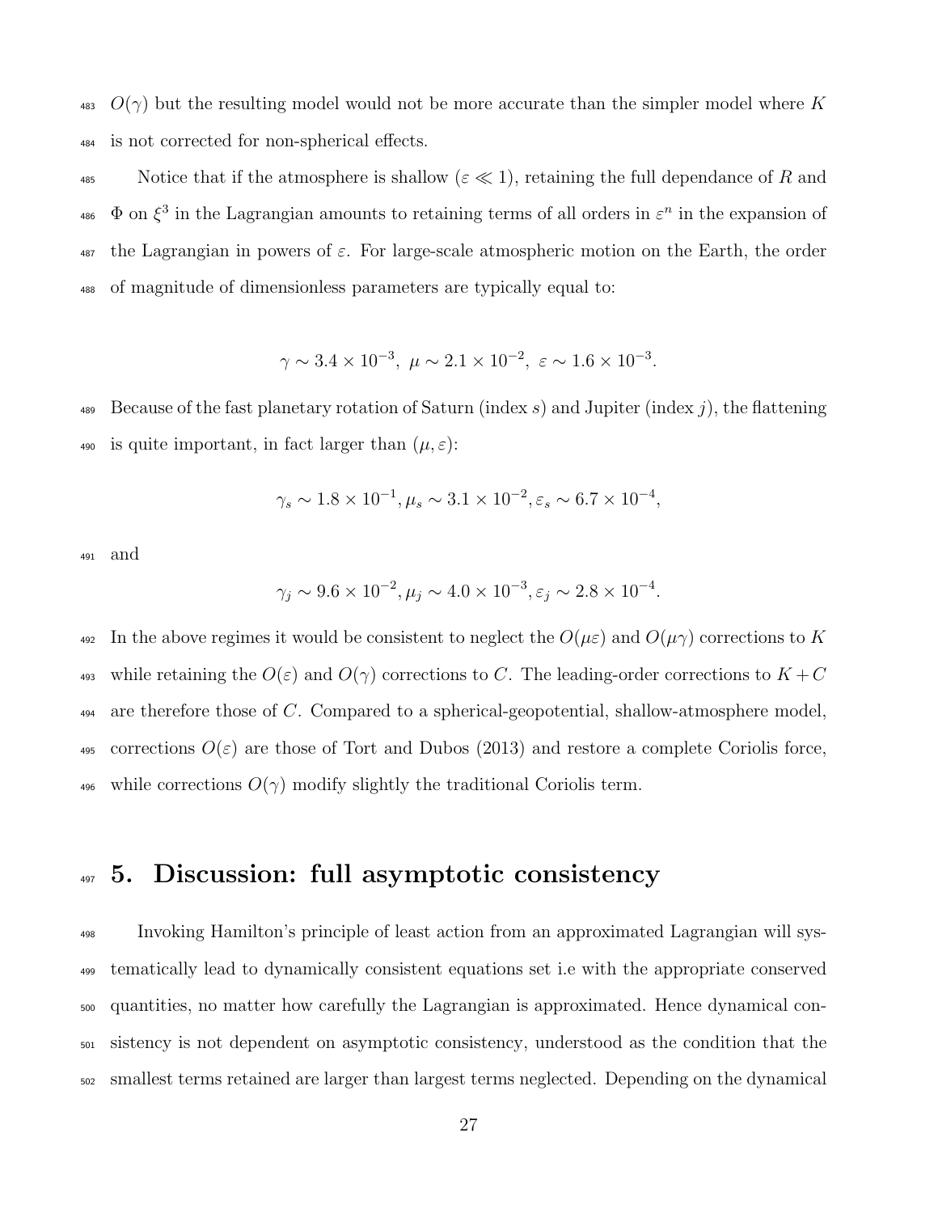$O(\gamma)$ but the resulting model would not be more accurate than the simpler model where $K$ is not corrected for non-spherical effects.

Notice that if the atmosphere is shallow ($\varepsilon \ll 1$), retaining the full dependance of $R$ and $\Phi$ on $\xi^3$ in the Lagrangian amounts to retaining terms of all orders in $\varepsilon^n$ in the expansion of the Lagrangian in powers of $\varepsilon$. For large-scale atmospheric motion on the Earth, the order of magnitude of dimensionless parameters are typically equal to:

$$\gamma \sim 3.4 \times 10^{-3},\ \mu \sim 2.1 \times 10^{-2},\ \varepsilon \sim 1.6 \times 10^{-3}.$$

Because of the fast planetary rotation of Saturn (index $s$) and Jupiter (index $j$), the flattening is quite important, in fact larger than $(\mu, \varepsilon)$:

$$\gamma_s \sim 1.8 \times 10^{-1}, \mu_s \sim 3.1 \times 10^{-2}, \varepsilon_s \sim 6.7 \times 10^{-4},$$

and

$$\gamma_j \sim 9.6 \times 10^{-2}, \mu_j \sim 4.0 \times 10^{-3}, \varepsilon_j \sim 2.8 \times 10^{-4}.$$

In the above regimes it would be consistent to neglect the $O(\mu\varepsilon)$ and $O(\mu\gamma)$ corrections to $K$ while retaining the $O(\varepsilon)$ and $O(\gamma)$ corrections to $C$. The leading-order corrections to $K + C$ are therefore those of $C$. Compared to a spherical-geopotential, shallow-atmosphere model, corrections $O(\varepsilon)$ are those of Tort and Dubos (2013) and restore a complete Coriolis force, while corrections $O(\gamma)$ modify slightly the traditional Coriolis term.

# 5. Discussion: full asymptotic consistency

Invoking Hamilton's principle of least action from an approximated Lagrangian will systematically lead to dynamically consistent equations set i.e with the appropriate conserved quantities, no matter how carefully the Lagrangian is approximated. Hence dynamical consistency is not dependent on asymptotic consistency, understood as the condition that the smallest terms retained are larger than largest terms neglected. Depending on the dynamical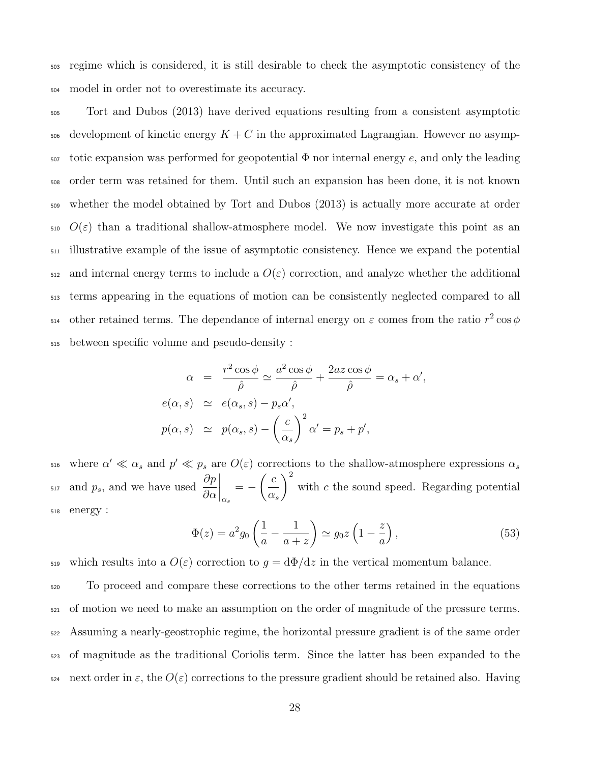regime which is considered, it is still desirable to check the asymptotic consistency of the model in order not to overestimate its accuracy.

Tort and Dubos (2013) have derived equations resulting from a consistent asymptotic development of kinetic energy $K + C$ in the approximated Lagrangian. However no asymptotic expansion was performed for geopotential $\Phi$ nor internal energy $e$, and only the leading order term was retained for them. Until such an expansion has been done, it is not known whether the model obtained by Tort and Dubos (2013) is actually more accurate at order $O(\varepsilon)$ than a traditional shallow-atmosphere model. We now investigate this point as an illustrative example of the issue of asymptotic consistency. Hence we expand the potential and internal energy terms to include a $O(\varepsilon)$ correction, and analyze whether the additional terms appearing in the equations of motion can be consistently neglected compared to all other retained terms. The dependance of internal energy on $\varepsilon$ comes from the ratio $r^2 \cos\phi$ between specific volume and pseudo-density :

$$
\begin{aligned}
\alpha &= \frac{r^2 \cos\phi}{\hat{\rho}} \simeq \frac{a^2 \cos\phi}{\hat{\rho}} + \frac{2az\cos\phi}{\hat{\rho}} = \alpha_s + \alpha', \\
e(\alpha, s) &\simeq e(\alpha_s, s) - p_s \alpha', \\
p(\alpha, s) &\simeq p(\alpha_s, s) - \left(\frac{c}{\alpha_s}\right)^2 \alpha' = p_s + p',
\end{aligned}
$$

where $\alpha' \ll \alpha_s$ and $p' \ll p_s$ are $O(\varepsilon)$ corrections to the shallow-atmosphere expressions $\alpha_s$ and $p_s$, and we have used $\left.\dfrac{\partial p}{\partial \alpha}\right|_{\alpha_s} = -\left(\dfrac{c}{\alpha_s}\right)^2$ with $c$ the sound speed. Regarding potential energy :

$$
\Phi(z) = a^2 g_0 \left(\frac{1}{a} - \frac{1}{a+z}\right) \simeq g_0 z \left(1 - \frac{z}{a}\right), \tag{53}
$$

which results into a $O(\varepsilon)$ correction to $g = \mathrm{d}\Phi/\mathrm{d}z$ in the vertical momentum balance.

To proceed and compare these corrections to the other terms retained in the equations of motion we need to make an assumption on the order of magnitude of the pressure terms. Assuming a nearly-geostrophic regime, the horizontal pressure gradient is of the same order of magnitude as the traditional Coriolis term. Since the latter has been expanded to the next order in $\varepsilon$, the $O(\varepsilon)$ corrections to the pressure gradient should be retained also. Having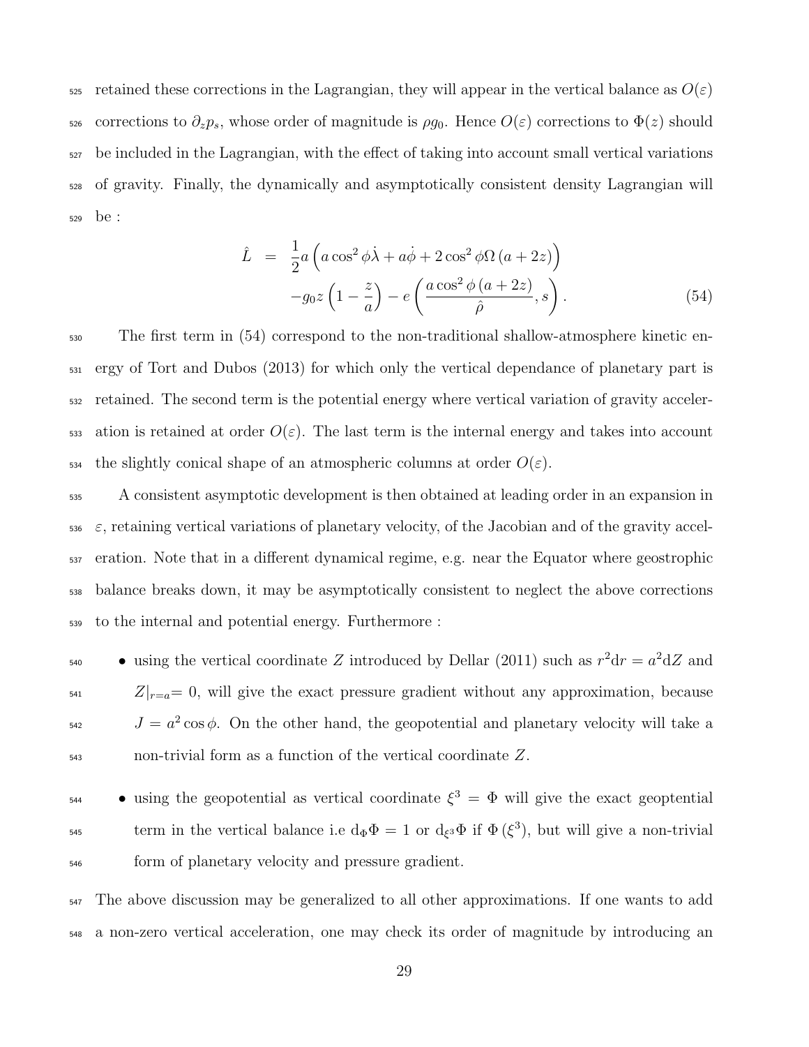retained these corrections in the Lagrangian, they will appear in the vertical balance as $O(\varepsilon)$ corrections to $\partial_z p_s$, whose order of magnitude is $\rho g_0$. Hence $O(\varepsilon)$ corrections to $\Phi(z)$ should be included in the Lagrangian, with the effect of taking into account small vertical variations of gravity. Finally, the dynamically and asymptotically consistent density Lagrangian will be :

$$
\begin{aligned}
\hat{L} &= \frac{1}{2} a \left( a \cos^2 \phi \dot{\lambda} + a \dot{\phi} + 2 \cos^2 \phi \Omega \left(a + 2z\right) \right) \\
&\quad - g_0 z \left(1 - \frac{z}{a}\right) - e\left( \frac{a \cos^2 \phi \left(a + 2z\right)}{\hat{\rho}}, s \right). \qquad (54)
\end{aligned}
$$

The first term in (54) correspond to the non-traditional shallow-atmosphere kinetic energy of Tort and Dubos (2013) for which only the vertical dependance of planetary part is retained. The second term is the potential energy where vertical variation of gravity acceleration is retained at order $O(\varepsilon)$. The last term is the internal energy and takes into account the slightly conical shape of an atmospheric columns at order $O(\varepsilon)$.

A consistent asymptotic development is then obtained at leading order in an expansion in $\varepsilon$, retaining vertical variations of planetary velocity, of the Jacobian and of the gravity acceleration. Note that in a different dynamical regime, e.g. near the Equator where geostrophic balance breaks down, it may be asymptotically consistent to neglect the above corrections to the internal and potential energy. Furthermore :

- using the vertical coordinate $Z$ introduced by Dellar (2011) such as $r^2 \mathrm{d}r = a^2 \mathrm{d}Z$ and $Z|_{r=a} = 0$, will give the exact pressure gradient without any approximation, because $J = a^2 \cos\phi$. On the other hand, the geopotential and planetary velocity will take a non-trivial form as a function of the vertical coordinate $Z$.
- using the geopotential as vertical coordinate $\xi^3 = \Phi$ will give the exact geoptential term in the vertical balance i.e $\mathrm{d}_\Phi \Phi = 1$ or $\mathrm{d}_{\xi^3} \Phi$ if $\Phi\left(\xi^3\right)$, but will give a non-trivial form of planetary velocity and pressure gradient.

The above discussion may be generalized to all other approximations. If one wants to add a non-zero vertical acceleration, one may check its order of magnitude by introducing an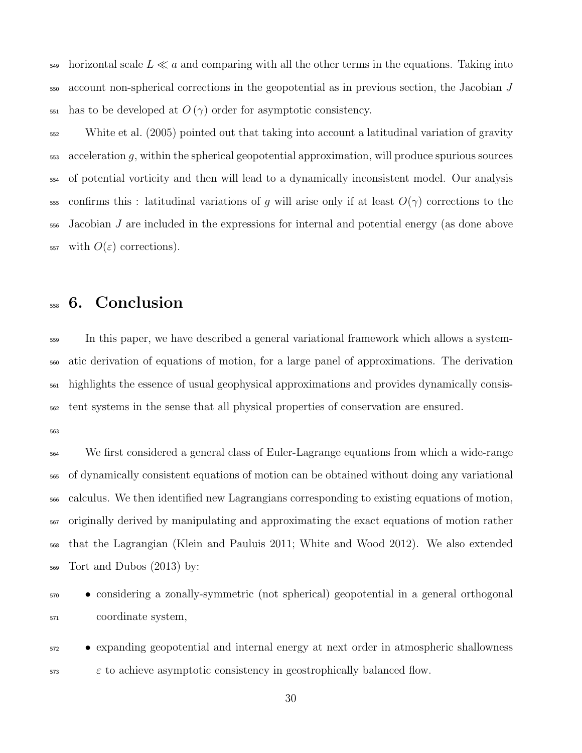horizontal scale $L \ll a$ and comparing with all the other terms in the equations. Taking into account non-spherical corrections in the geopotential as in previous section, the Jacobian $J$ has to be developed at $O(\gamma)$ order for asymptotic consistency.

White et al. (2005) pointed out that taking into account a latitudinal variation of gravity acceleration $g$, within the spherical geopotential approximation, will produce spurious sources of potential vorticity and then will lead to a dynamically inconsistent model. Our analysis confirms this : latitudinal variations of $g$ will arise only if at least $O(\gamma)$ corrections to the Jacobian $J$ are included in the expressions for internal and potential energy (as done above with $O(\varepsilon)$ corrections).

# 6. Conclusion

In this paper, we have described a general variational framework which allows a systematic derivation of equations of motion, for a large panel of approximations. The derivation highlights the essence of usual geophysical approximations and provides dynamically consistent systems in the sense that all physical properties of conservation are ensured.

We first considered a general class of Euler-Lagrange equations from which a wide-range of dynamically consistent equations of motion can be obtained without doing any variational calculus. We then identified new Lagrangians corresponding to existing equations of motion, originally derived by manipulating and approximating the exact equations of motion rather that the Lagrangian (Klein and Pauluis 2011; White and Wood 2012). We also extended Tort and Dubos (2013) by:

- considering a zonally-symmetric (not spherical) geopotential in a general orthogonal coordinate system,
- expanding geopotential and internal energy at next order in atmospheric shallowness $\varepsilon$ to achieve asymptotic consistency in geostrophically balanced flow.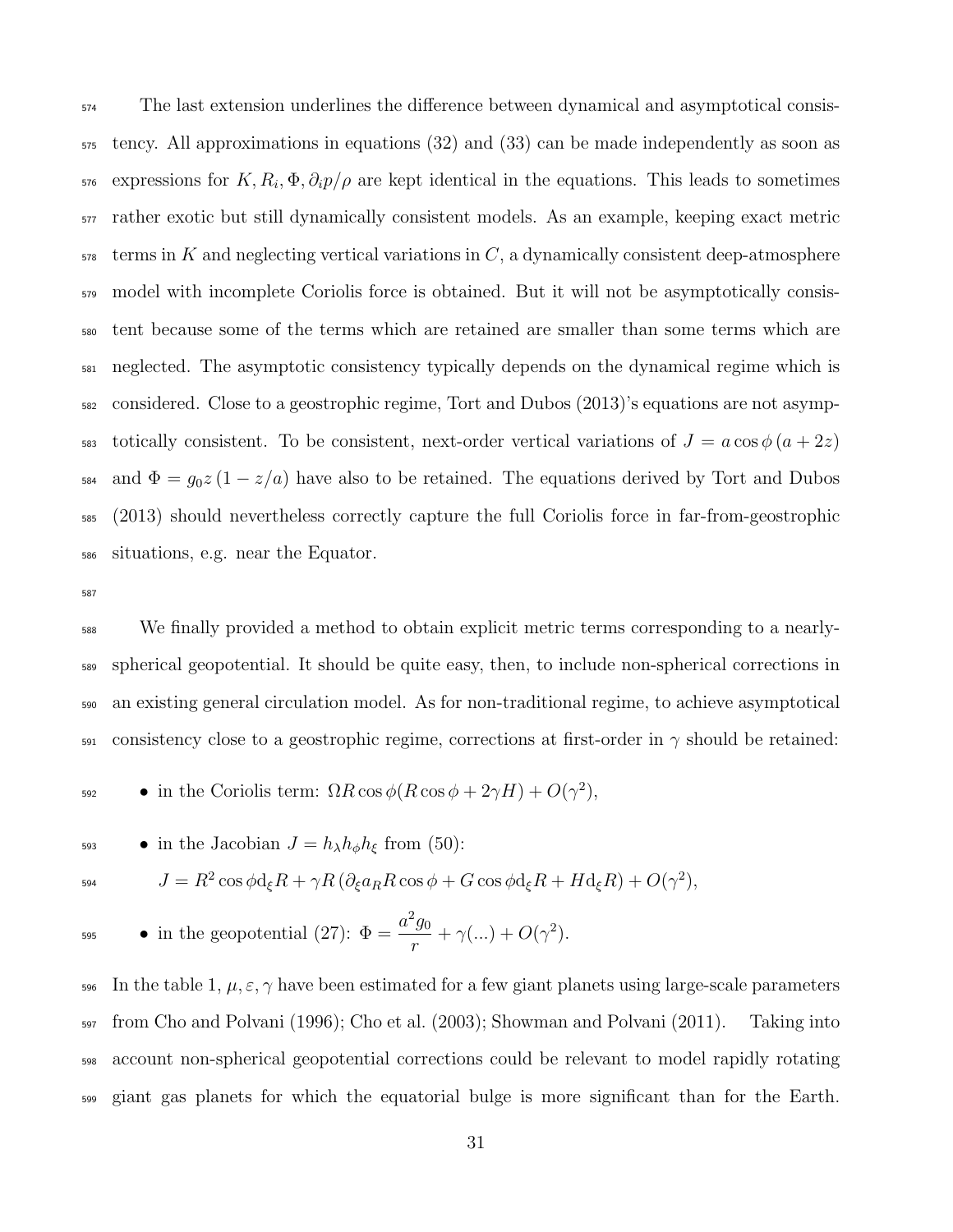The last extension underlines the difference between dynamical and asymptotical consistency. All approximations in equations (32) and (33) can be made independently as soon as expressions for $K, R_i, \Phi, \partial_i p/\rho$ are kept identical in the equations. This leads to sometimes rather exotic but still dynamically consistent models. As an example, keeping exact metric terms in $K$ and neglecting vertical variations in $C$, a dynamically consistent deep-atmosphere model with incomplete Coriolis force is obtained. But it will not be asymptotically consistent because some of the terms which are retained are smaller than some terms which are neglected. The asymptotic consistency typically depends on the dynamical regime which is considered. Close to a geostrophic regime, Tort and Dubos (2013)'s equations are not asymptotically consistent. To be consistent, next-order vertical variations of $J = a\cos\phi\,(a+2z)$ and $\Phi = g_0 z\,(1 - z/a)$ have also to be retained. The equations derived by Tort and Dubos (2013) should nevertheless correctly capture the full Coriolis force in far-from-geostrophic situations, e.g. near the Equator.

We finally provided a method to obtain explicit metric terms corresponding to a nearly-spherical geopotential. It should be quite easy, then, to include non-spherical corrections in an existing general circulation model. As for non-traditional regime, to achieve asymptotical consistency close to a geostrophic regime, corrections at first-order in $\gamma$ should be retained:

- in the Coriolis term: $\Omega R\cos\phi(R\cos\phi + 2\gamma H) + O(\gamma^2)$,
- in the Jacobian $J = h_\lambda h_\phi h_\xi$ from (50):

  $J = R^2\cos\phi \mathrm{d}_\xi R + \gamma R\left(\partial_\xi a_R R\cos\phi + G\cos\phi \mathrm{d}_\xi R + H\mathrm{d}_\xi R\right) + O(\gamma^2)$,
- in the geopotential (27): $\Phi = \dfrac{a^2 g_0}{r} + \gamma(...) + O(\gamma^2)$.

In the table 1, $\mu, \varepsilon, \gamma$ have been estimated for a few giant planets using large-scale parameters from Cho and Polvani (1996); Cho et al. (2003); Showman and Polvani (2011). Taking into account non-spherical geopotential corrections could be relevant to model rapidly rotating giant gas planets for which the equatorial bulge is more significant than for the Earth.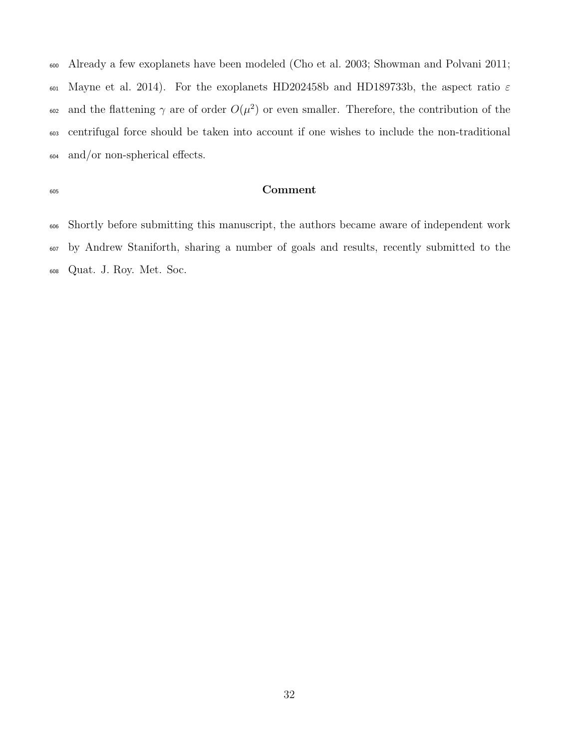Already a few exoplanets have been modeled (Cho et al. 2003; Showman and Polvani 2011; Mayne et al. 2014). For the exoplanets HD202458b and HD189733b, the aspect ratio $\varepsilon$ and the flattening $\gamma$ are of order $O(\mu^2)$ or even smaller. Therefore, the contribution of the centrifugal force should be taken into account if one wishes to include the non-traditional and/or non-spherical effects.

## Comment

Shortly before submitting this manuscript, the authors became aware of independent work by Andrew Staniforth, sharing a number of goals and results, recently submitted to the Quat. J. Roy. Met. Soc.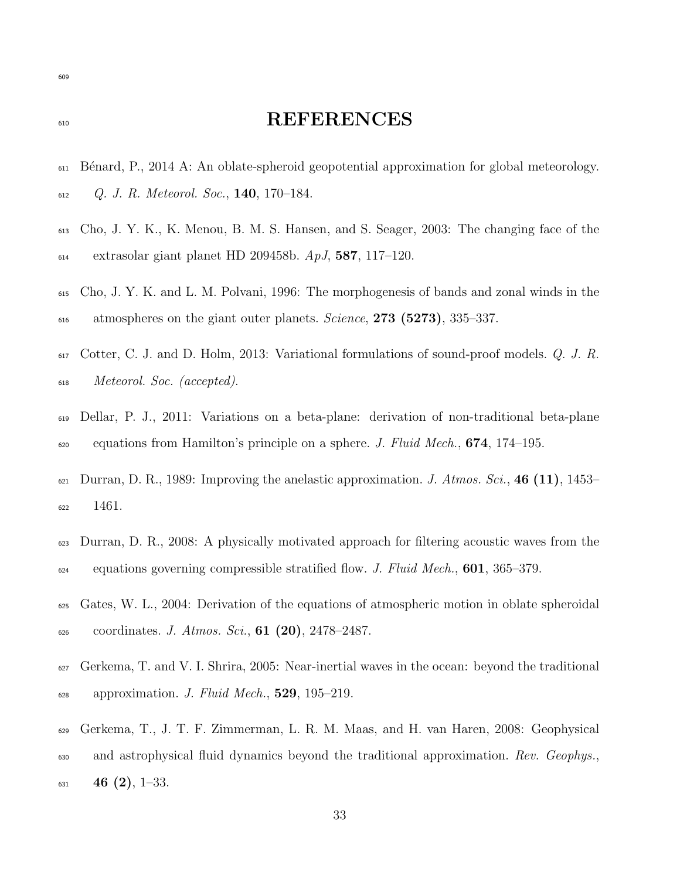# REFERENCES

Bénard, P., 2014 A: An oblate-spheroid geopotential approximation for global meteorology. *Q. J. R. Meteorol. Soc.*, **140**, 170–184.

Cho, J. Y. K., K. Menou, B. M. S. Hansen, and S. Seager, 2003: The changing face of the extrasolar giant planet HD 209458b. *ApJ*, **587**, 117–120.

Cho, J. Y. K. and L. M. Polvani, 1996: The morphogenesis of bands and zonal winds in the atmospheres on the giant outer planets. *Science*, **273 (5273)**, 335–337.

Cotter, C. J. and D. Holm, 2013: Variational formulations of sound-proof models. *Q. J. R. Meteorol. Soc. (accepted).*

Dellar, P. J., 2011: Variations on a beta-plane: derivation of non-traditional beta-plane equations from Hamilton's principle on a sphere. *J. Fluid Mech.*, **674**, 174–195.

Durran, D. R., 1989: Improving the anelastic approximation. *J. Atmos. Sci.*, **46 (11)**, 1453–1461.

Durran, D. R., 2008: A physically motivated approach for filtering acoustic waves from the equations governing compressible stratified flow. *J. Fluid Mech.*, **601**, 365–379.

Gates, W. L., 2004: Derivation of the equations of atmospheric motion in oblate spheroidal coordinates. *J. Atmos. Sci.*, **61 (20)**, 2478–2487.

Gerkema, T. and V. I. Shrira, 2005: Near-inertial waves in the ocean: beyond the traditional approximation. *J. Fluid Mech.*, **529**, 195–219.

Gerkema, T., J. T. F. Zimmerman, L. R. M. Maas, and H. van Haren, 2008: Geophysical and astrophysical fluid dynamics beyond the traditional approximation. *Rev. Geophys.*, **46 (2)**, 1–33.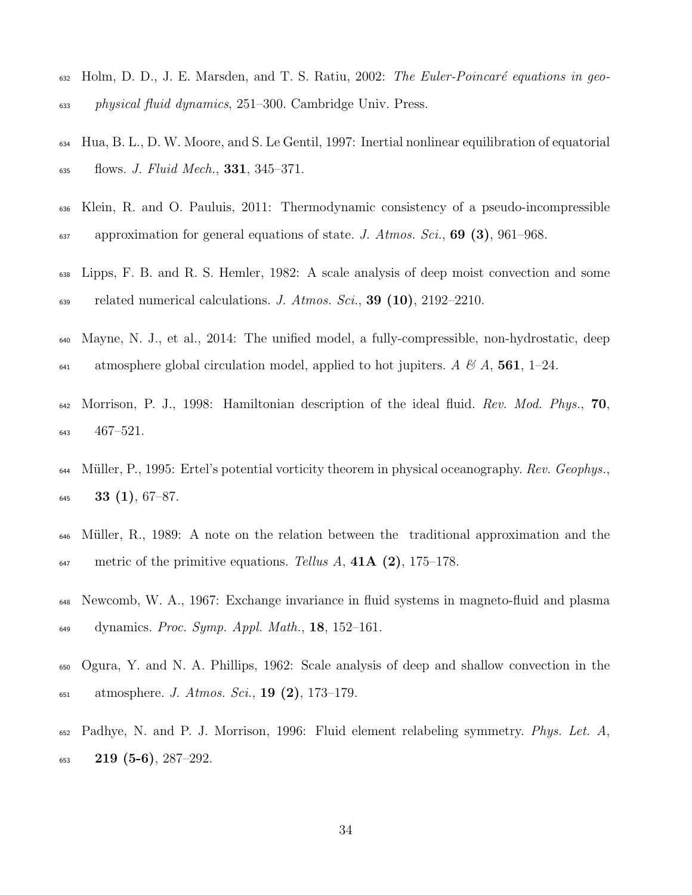Holm, D. D., J. E. Marsden, and T. S. Ratiu, 2002: *The Euler-Poincaré equations in geophysical fluid dynamics*, 251–300. Cambridge Univ. Press.

Hua, B. L., D. W. Moore, and S. Le Gentil, 1997: Inertial nonlinear equilibration of equatorial flows. *J. Fluid Mech.*, **331**, 345–371.

Klein, R. and O. Pauluis, 2011: Thermodynamic consistency of a pseudo-incompressible approximation for general equations of state. *J. Atmos. Sci.*, **69 (3)**, 961–968.

Lipps, F. B. and R. S. Hemler, 1982: A scale analysis of deep moist convection and some related numerical calculations. *J. Atmos. Sci.*, **39 (10)**, 2192–2210.

Mayne, N. J., et al., 2014: The unified model, a fully-compressible, non-hydrostatic, deep atmosphere global circulation model, applied to hot jupiters. *A & A*, **561**, 1–24.

Morrison, P. J., 1998: Hamiltonian description of the ideal fluid. *Rev. Mod. Phys.*, **70**, 467–521.

Müller, P., 1995: Ertel's potential vorticity theorem in physical oceanography. *Rev. Geophys.*, **33 (1)**, 67–87.

Müller, R., 1989: A note on the relation between the traditional approximation and the metric of the primitive equations. *Tellus A*, **41A (2)**, 175–178.

Newcomb, W. A., 1967: Exchange invariance in fluid systems in magneto-fluid and plasma dynamics. *Proc. Symp. Appl. Math.*, **18**, 152–161.

Ogura, Y. and N. A. Phillips, 1962: Scale analysis of deep and shallow convection in the atmosphere. *J. Atmos. Sci.*, **19 (2)**, 173–179.

Padhye, N. and P. J. Morrison, 1996: Fluid element relabeling symmetry. *Phys. Let. A*, **219 (5-6)**, 287–292.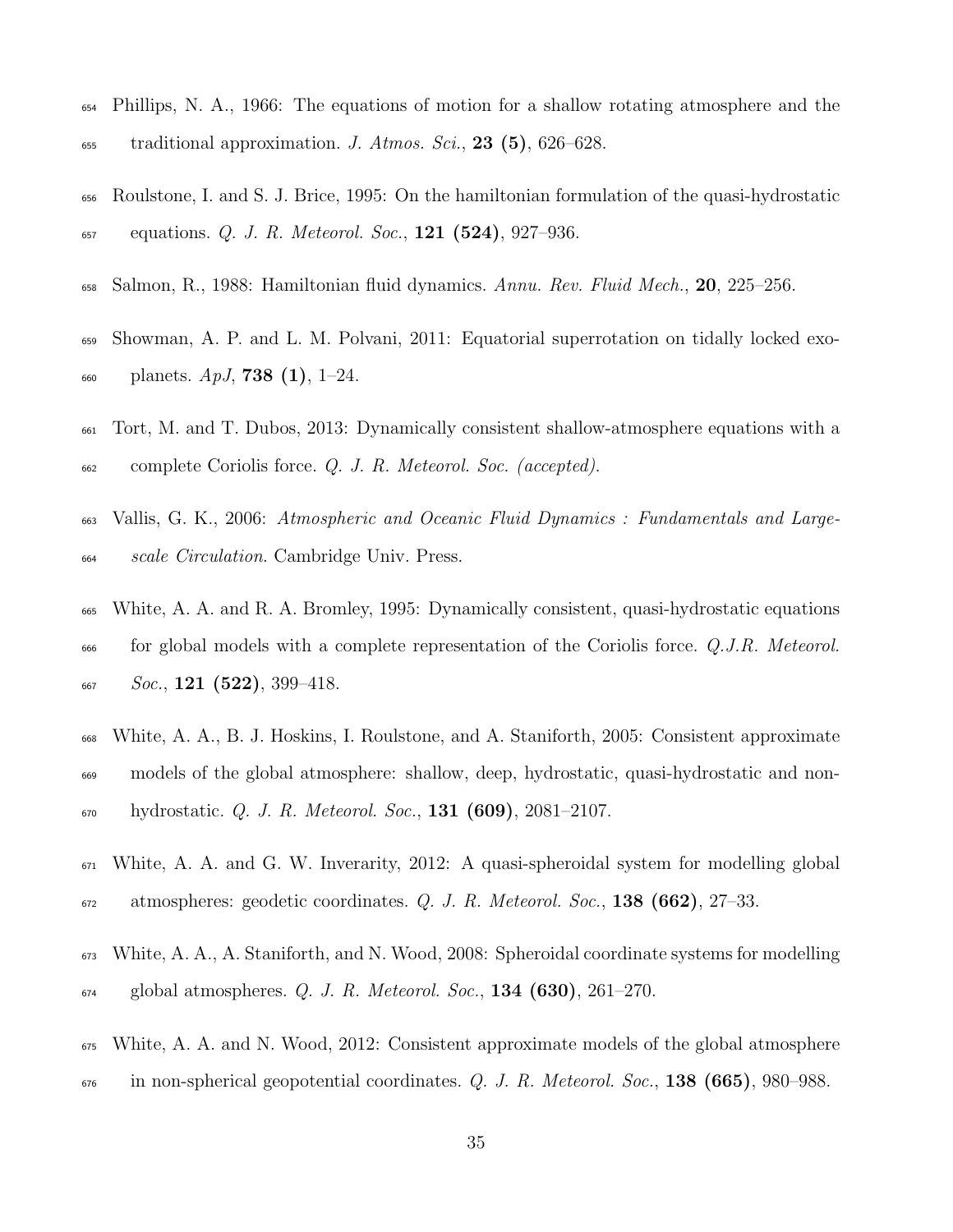Phillips, N. A., 1966: The equations of motion for a shallow rotating atmosphere and the traditional approximation. *J. Atmos. Sci.*, **23 (5)**, 626–628.

Roulstone, I. and S. J. Brice, 1995: On the hamiltonian formulation of the quasi-hydrostatic equations. *Q. J. R. Meteorol. Soc.*, **121 (524)**, 927–936.

Salmon, R., 1988: Hamiltonian fluid dynamics. *Annu. Rev. Fluid Mech.*, **20**, 225–256.

Showman, A. P. and L. M. Polvani, 2011: Equatorial superrotation on tidally locked exoplanets. *ApJ*, **738 (1)**, 1–24.

Tort, M. and T. Dubos, 2013: Dynamically consistent shallow-atmosphere equations with a complete Coriolis force. *Q. J. R. Meteorol. Soc. (accepted)*.

Vallis, G. K., 2006: *Atmospheric and Oceanic Fluid Dynamics : Fundamentals and Large-scale Circulation*. Cambridge Univ. Press.

White, A. A. and R. A. Bromley, 1995: Dynamically consistent, quasi-hydrostatic equations for global models with a complete representation of the Coriolis force. *Q.J.R. Meteorol. Soc.*, **121 (522)**, 399–418.

White, A. A., B. J. Hoskins, I. Roulstone, and A. Staniforth, 2005: Consistent approximate models of the global atmosphere: shallow, deep, hydrostatic, quasi-hydrostatic and non-hydrostatic. *Q. J. R. Meteorol. Soc.*, **131 (609)**, 2081–2107.

White, A. A. and G. W. Inverarity, 2012: A quasi-spheroidal system for modelling global atmospheres: geodetic coordinates. *Q. J. R. Meteorol. Soc.*, **138 (662)**, 27–33.

White, A. A., A. Staniforth, and N. Wood, 2008: Spheroidal coordinate systems for modelling global atmospheres. *Q. J. R. Meteorol. Soc.*, **134 (630)**, 261–270.

White, A. A. and N. Wood, 2012: Consistent approximate models of the global atmosphere in non-spherical geopotential coordinates. *Q. J. R. Meteorol. Soc.*, **138 (665)**, 980–988.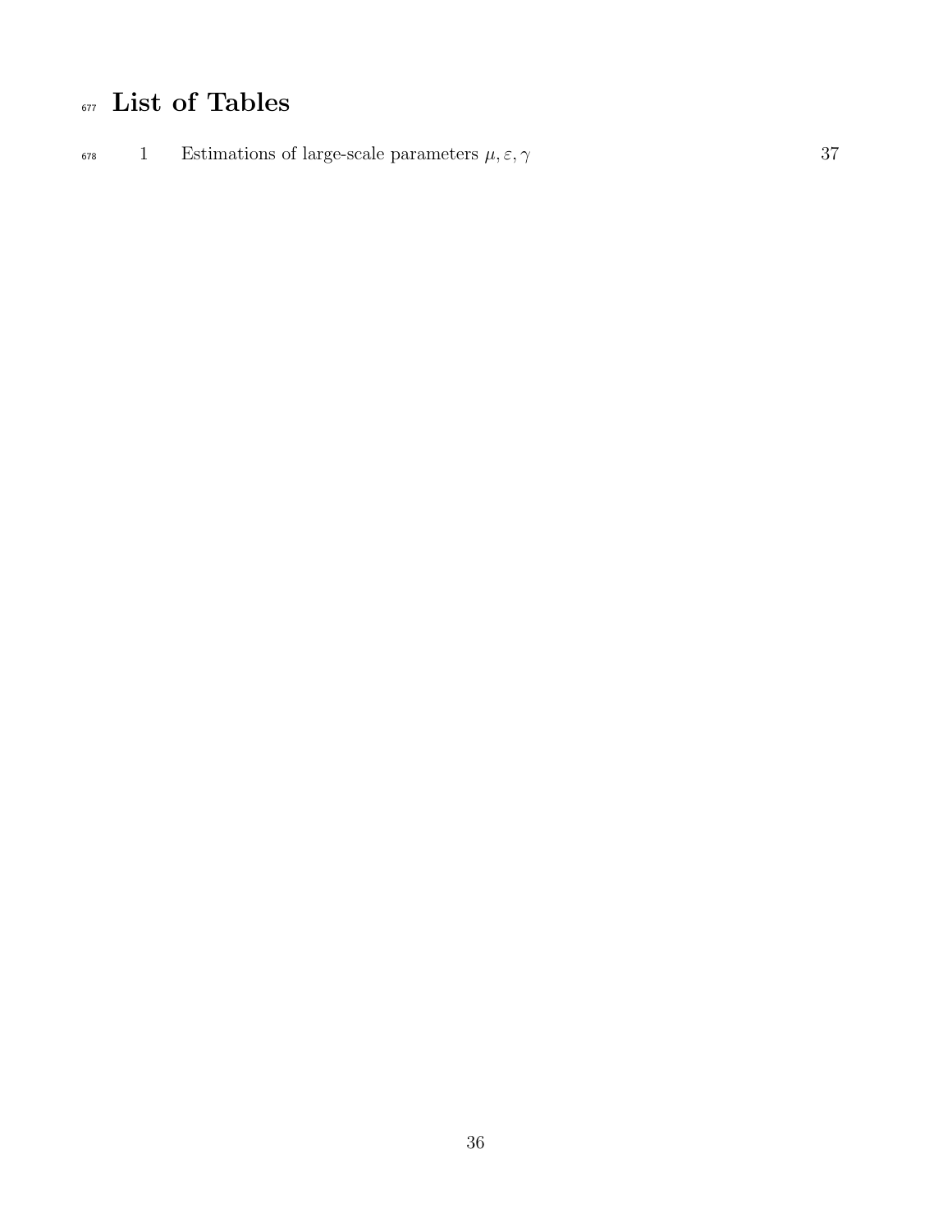# List of Tables

1 Estimations of large-scale parameters $\mu, \varepsilon, \gamma$ 37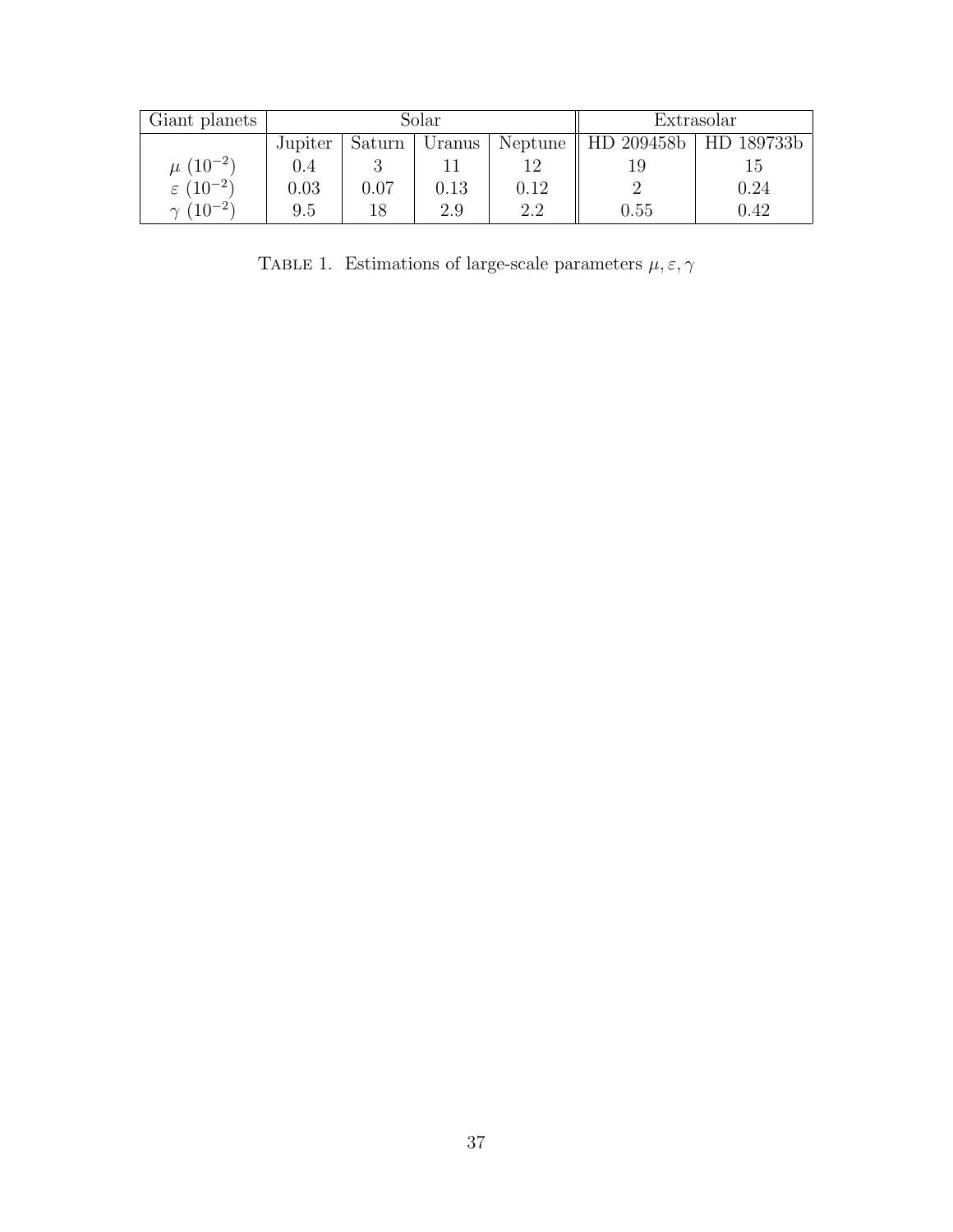| Giant planets | Solar | | | | Extrasolar | |
|---|---|---|---|---|---|---|
| | Jupiter | Saturn | Uranus | Neptune | HD 209458b | HD 189733b |
| $\mu$ ($10^{-2}$) | 0.4 | 3 | 11 | 12 | 19 | 15 |
| $\varepsilon$ ($10^{-2}$) | 0.03 | 0.07 | 0.13 | 0.12 | 2 | 0.24 |
| $\gamma$ ($10^{-2}$) | 9.5 | 18 | 2.9 | 2.2 | 0.55 | 0.42 |

TABLE 1. Estimations of large-scale parameters $\mu, \varepsilon, \gamma$